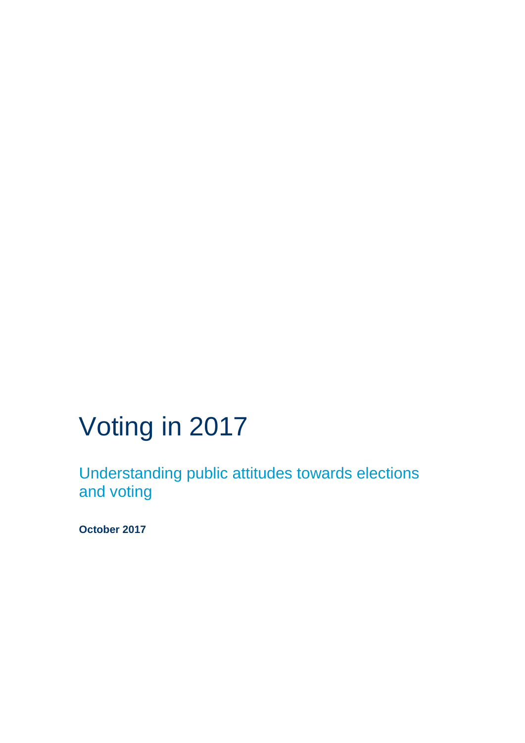# Voting in 2017

## Understanding public attitudes towards elections and voting

**October 2017**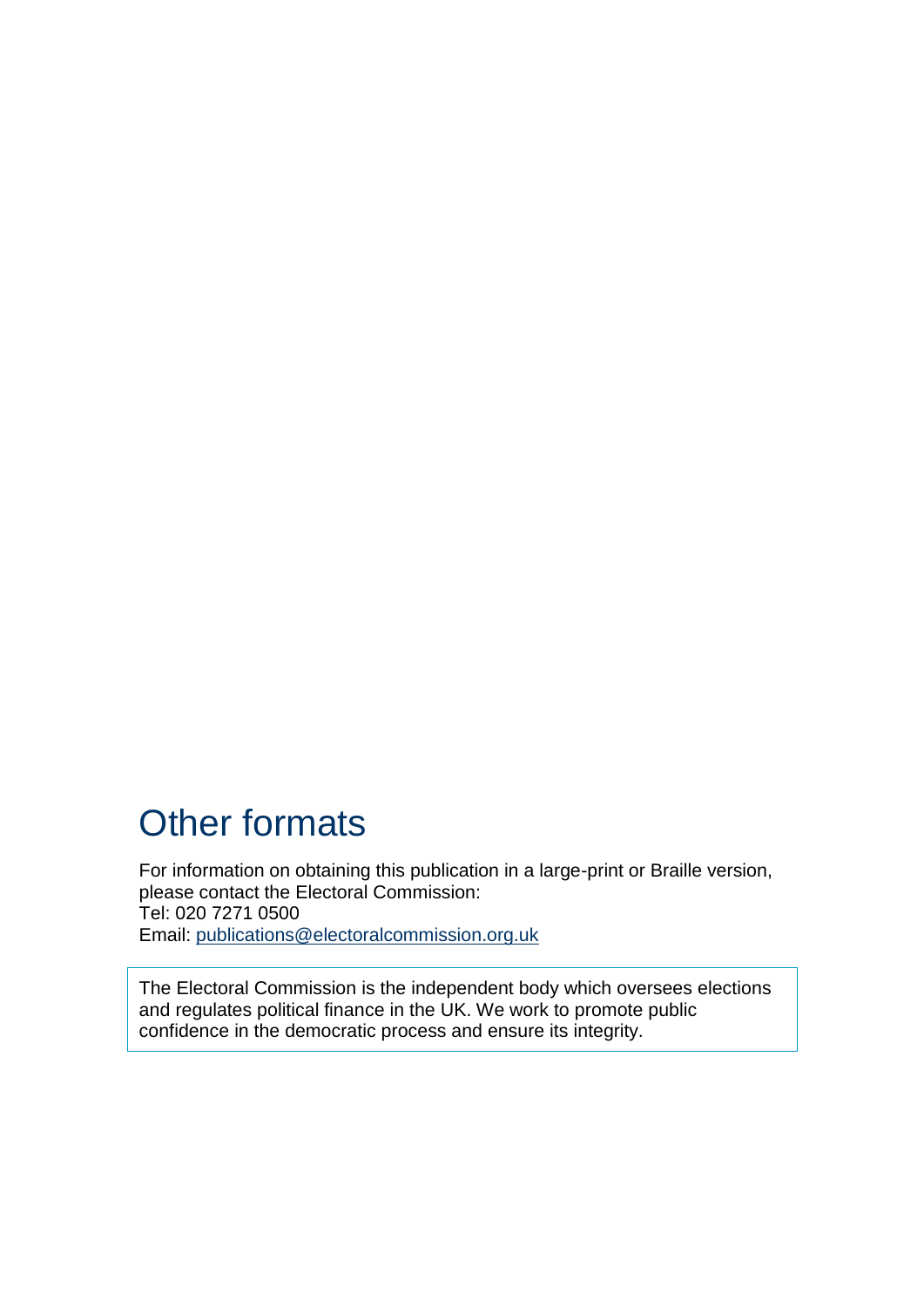# Other formats

For information on obtaining this publication in a large-print or Braille version, please contact the Electoral Commission:
Tel: 020 7271 0500
Email: publications@electoralcommission.org.uk

The Electoral Commission is the independent body which oversees elections and regulates political finance in the UK. We work to promote public confidence in the democratic process and ensure its integrity.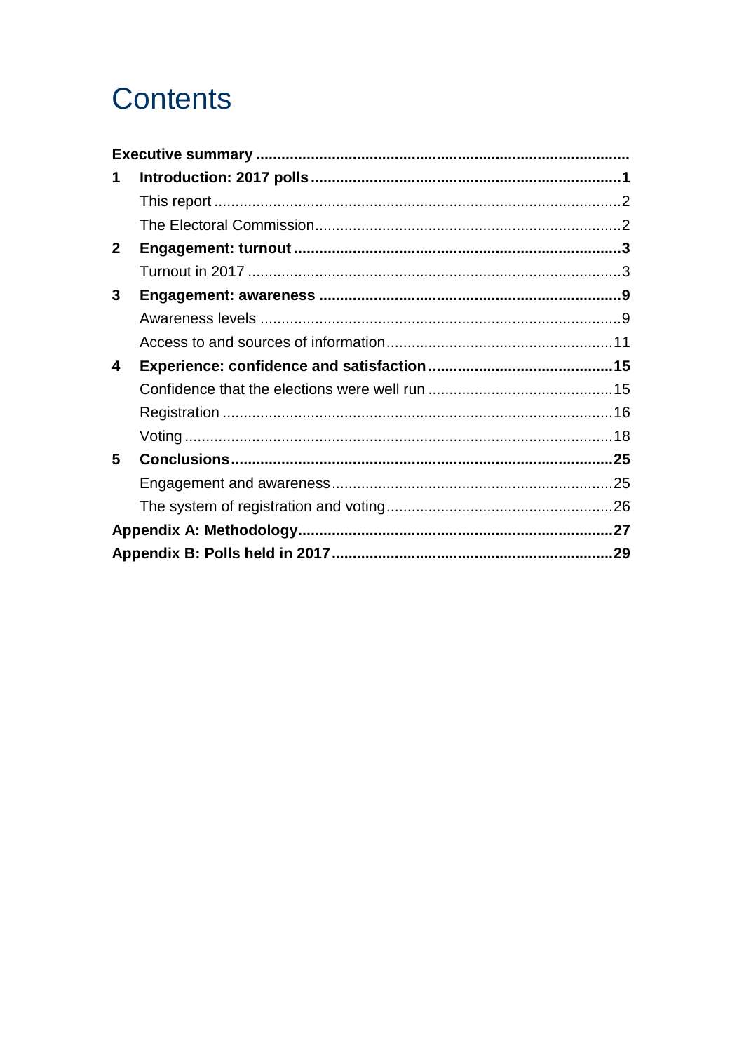# Contents

**Executive summary**

**1 Introduction: 2017 polls ... 1**

- This report ... 2
- The Electoral Commission ... 2

**2 Engagement: turnout ... 3**

- Turnout in 2017 ... 3

**3 Engagement: awareness ... 9**

- Awareness levels ... 9
- Access to and sources of information ... 11

**4 Experience: confidence and satisfaction ... 15**

- Confidence that the elections were well run ... 15
- Registration ... 16
- Voting ... 18

**5 Conclusions ... 25**

- Engagement and awareness ... 25
- The system of registration and voting ... 26

**Appendix A: Methodology ... 27**

**Appendix B: Polls held in 2017 ... 29**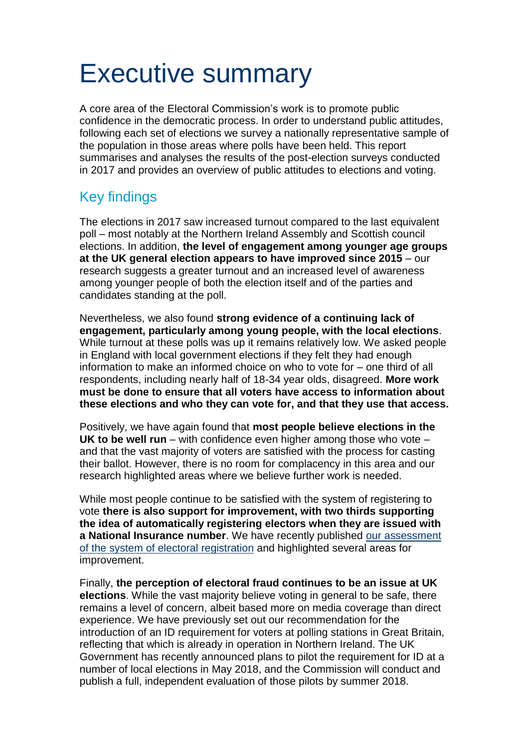# Executive summary

A core area of the Electoral Commission's work is to promote public confidence in the democratic process. In order to understand public attitudes, following each set of elections we survey a nationally representative sample of the population in those areas where polls have been held. This report summarises and analyses the results of the post-election surveys conducted in 2017 and provides an overview of public attitudes to elections and voting.

## Key findings

The elections in 2017 saw increased turnout compared to the last equivalent poll – most notably at the Northern Ireland Assembly and Scottish council elections. In addition, **the level of engagement among younger age groups at the UK general election appears to have improved since 2015** – our research suggests a greater turnout and an increased level of awareness among younger people of both the election itself and of the parties and candidates standing at the poll.

Nevertheless, we also found **strong evidence of a continuing lack of engagement, particularly among young people, with the local elections**. While turnout at these polls was up it remains relatively low. We asked people in England with local government elections if they felt they had enough information to make an informed choice on who to vote for – one third of all respondents, including nearly half of 18-34 year olds, disagreed. **More work must be done to ensure that all voters have access to information about these elections and who they can vote for, and that they use that access.**

Positively, we have again found that **most people believe elections in the UK to be well run** – with confidence even higher among those who vote – and that the vast majority of voters are satisfied with the process for casting their ballot. However, there is no room for complacency in this area and our research highlighted areas where we believe further work is needed.

While most people continue to be satisfied with the system of registering to vote **there is also support for improvement, with two thirds supporting the idea of automatically registering electors when they are issued with a National Insurance number**. We have recently published our assessment of the system of electoral registration and highlighted several areas for improvement.

Finally, **the perception of electoral fraud continues to be an issue at UK elections**. While the vast majority believe voting in general to be safe, there remains a level of concern, albeit based more on media coverage than direct experience. We have previously set out our recommendation for the introduction of an ID requirement for voters at polling stations in Great Britain, reflecting that which is already in operation in Northern Ireland. The UK Government has recently announced plans to pilot the requirement for ID at a number of local elections in May 2018, and the Commission will conduct and publish a full, independent evaluation of those pilots by summer 2018.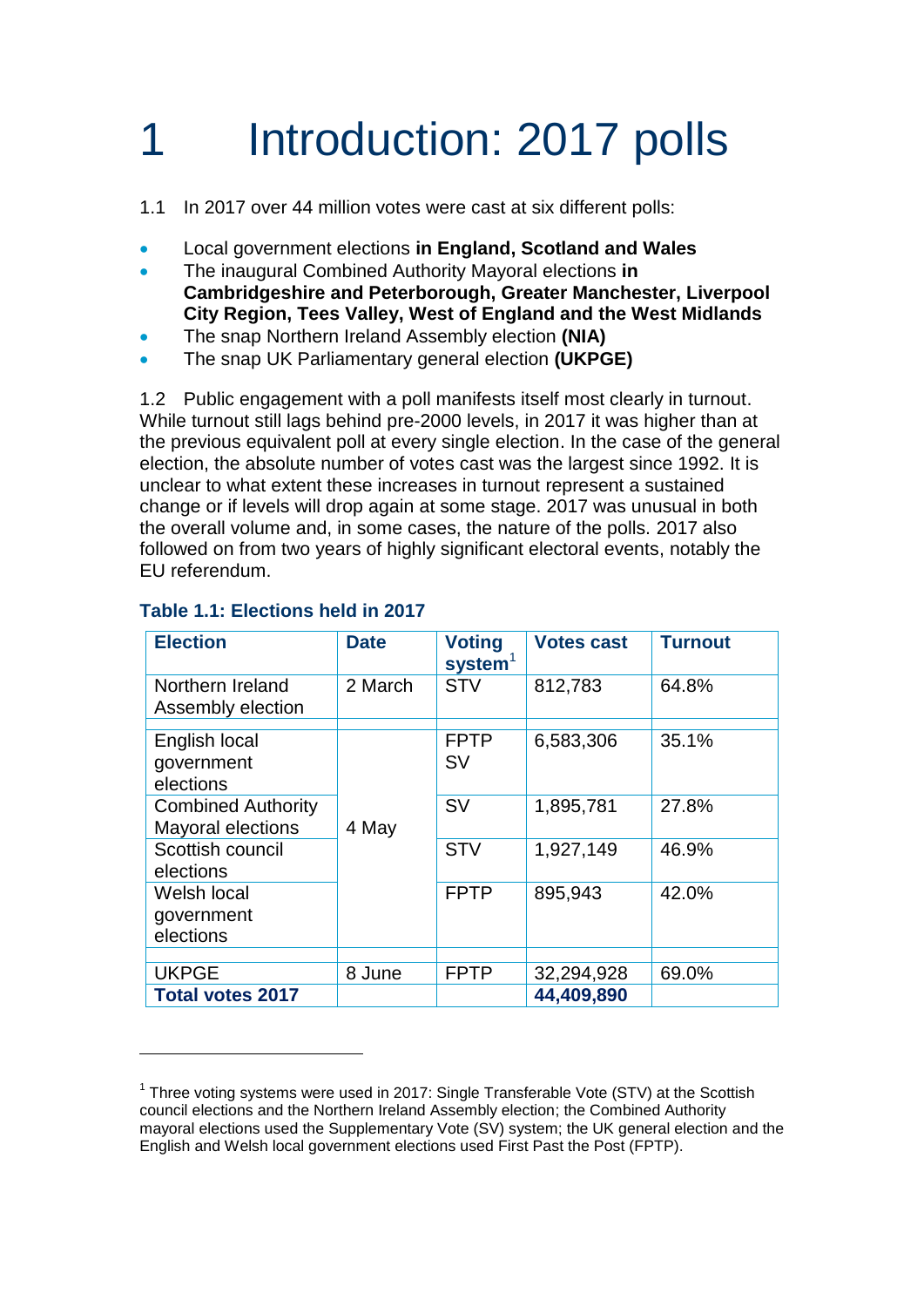# 1 Introduction: 2017 polls

1.1 In 2017 over 44 million votes were cast at six different polls:

- Local government elections **in England, Scotland and Wales**
- The inaugural Combined Authority Mayoral elections **in Cambridgeshire and Peterborough, Greater Manchester, Liverpool City Region, Tees Valley, West of England and the West Midlands**
- The snap Northern Ireland Assembly election **(NIA)**
- The snap UK Parliamentary general election **(UKPGE)**

1.2 Public engagement with a poll manifests itself most clearly in turnout. While turnout still lags behind pre-2000 levels, in 2017 it was higher than at the previous equivalent poll at every single election. In the case of the general election, the absolute number of votes cast was the largest since 1992. It is unclear to what extent these increases in turnout represent a sustained change or if levels will drop again at some stage. 2017 was unusual in both the overall volume and, in some cases, the nature of the polls. 2017 also followed on from two years of highly significant electoral events, notably the EU referendum.

**Table 1.1: Elections held in 2017**

| Election | Date | Voting system[1] | Votes cast | Turnout |
|---|---|---|---|---|
| Northern Ireland Assembly election | 2 March | STV | 812,783 | 64.8% |
| English local government elections | 4 May | FPTP SV | 6,583,306 | 35.1% |
| Combined Authority Mayoral elections | 4 May | SV | 1,895,781 | 27.8% |
| Scottish council elections | 4 May | STV | 1,927,149 | 46.9% |
| Welsh local government elections | 4 May | FPTP | 895,943 | 42.0% |
| UKPGE | 8 June | FPTP | 32,294,928 | 69.0% |
| **Total votes 2017** | | | **44,409,890** | |

[1] Three voting systems were used in 2017: Single Transferable Vote (STV) at the Scottish council elections and the Northern Ireland Assembly election; the Combined Authority mayoral elections used the Supplementary Vote (SV) system; the UK general election and the English and Welsh local government elections used First Past the Post (FPTP).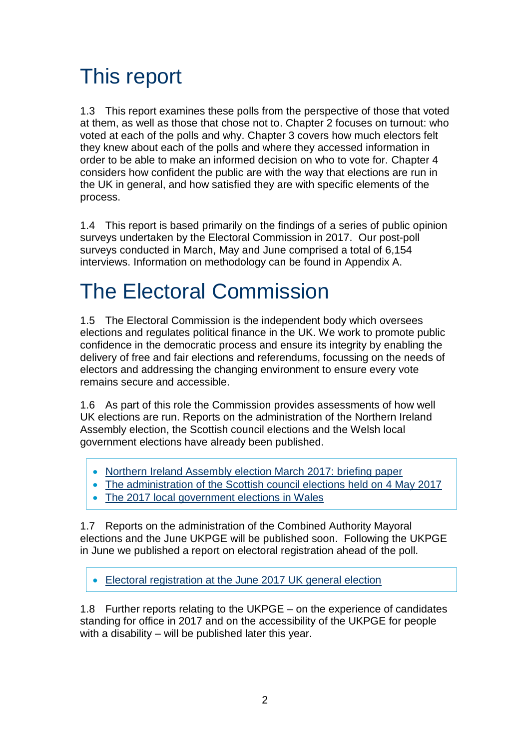# This report

1.3 This report examines these polls from the perspective of those that voted at them, as well as those that chose not to. Chapter 2 focuses on turnout: who voted at each of the polls and why. Chapter 3 covers how much electors felt they knew about each of the polls and where they accessed information in order to be able to make an informed decision on who to vote for. Chapter 4 considers how confident the public are with the way that elections are run in the UK in general, and how satisfied they are with specific elements of the process.

1.4 This report is based primarily on the findings of a series of public opinion surveys undertaken by the Electoral Commission in 2017. Our post-poll surveys conducted in March, May and June comprised a total of 6,154 interviews. Information on methodology can be found in Appendix A.

# The Electoral Commission

1.5 The Electoral Commission is the independent body which oversees elections and regulates political finance in the UK. We work to promote public confidence in the democratic process and ensure its integrity by enabling the delivery of free and fair elections and referendums, focussing on the needs of electors and addressing the changing environment to ensure every vote remains secure and accessible.

1.6 As part of this role the Commission provides assessments of how well UK elections are run. Reports on the administration of the Northern Ireland Assembly election, the Scottish council elections and the Welsh local government elections have already been published.

- Northern Ireland Assembly election March 2017: briefing paper
- The administration of the Scottish council elections held on 4 May 2017
- The 2017 local government elections in Wales

1.7 Reports on the administration of the Combined Authority Mayoral elections and the June UKPGE will be published soon. Following the UKPGE in June we published a report on electoral registration ahead of the poll.

- Electoral registration at the June 2017 UK general election

1.8 Further reports relating to the UKPGE – on the experience of candidates standing for office in 2017 and on the accessibility of the UKPGE for people with a disability – will be published later this year.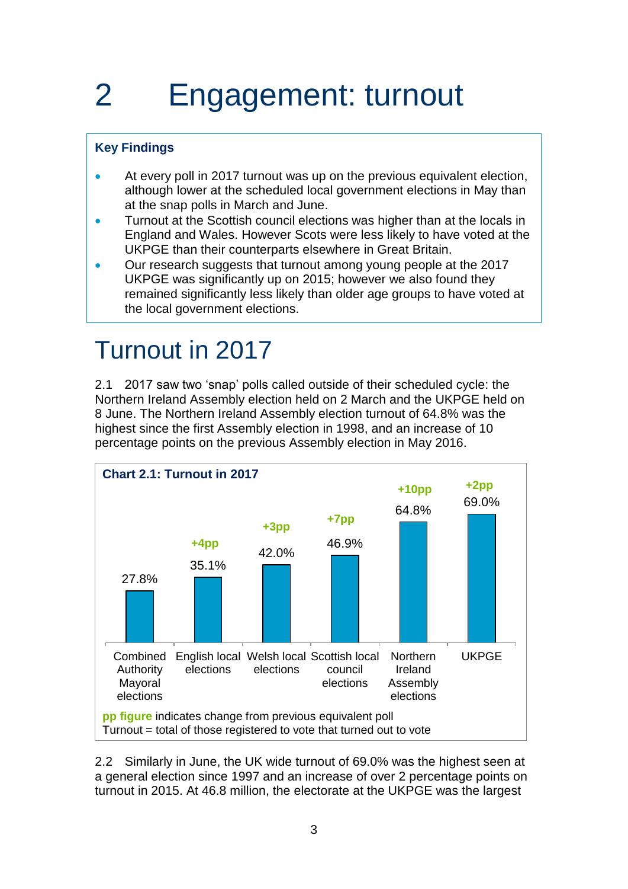# 2 Engagement: turnout

**Key Findings**

- At every poll in 2017 turnout was up on the previous equivalent election, although lower at the scheduled local government elections in May than at the snap polls in March and June.
- Turnout at the Scottish council elections was higher than at the locals in England and Wales. However Scots were less likely to have voted at the UKPGE than their counterparts elsewhere in Great Britain.
- Our research suggests that turnout among young people at the 2017 UKPGE was significantly up on 2015; however we also found they remained significantly less likely than older age groups to have voted at the local government elections.

## Turnout in 2017

2.1 2017 saw two 'snap' polls called outside of their scheduled cycle: the Northern Ireland Assembly election held on 2 March and the UKPGE held on 8 June. The Northern Ireland Assembly election turnout of 64.8% was the highest since the first Assembly election in 1998, and an increase of 10 percentage points on the previous Assembly election in May 2016.

**Chart 2.1: Turnout in 2017**

| Election | Turnout | Change from previous equivalent poll |
|---|---|---|
| Combined Authority Mayoral elections | 27.8% | |
| English local elections | 35.1% | +4pp |
| Welsh local elections | 42.0% | +3pp |
| Scottish local council elections | 46.9% | +7pp |
| Northern Ireland Assembly elections | 64.8% | +10pp |
| UKPGE | 69.0% | +2pp |

**pp figure** indicates change from previous equivalent poll
Turnout = total of those registered to vote that turned out to vote

2.2 Similarly in June, the UK wide turnout of 69.0% was the highest seen at a general election since 1997 and an increase of over 2 percentage points on turnout in 2015. At 46.8 million, the electorate at the UKPGE was the largest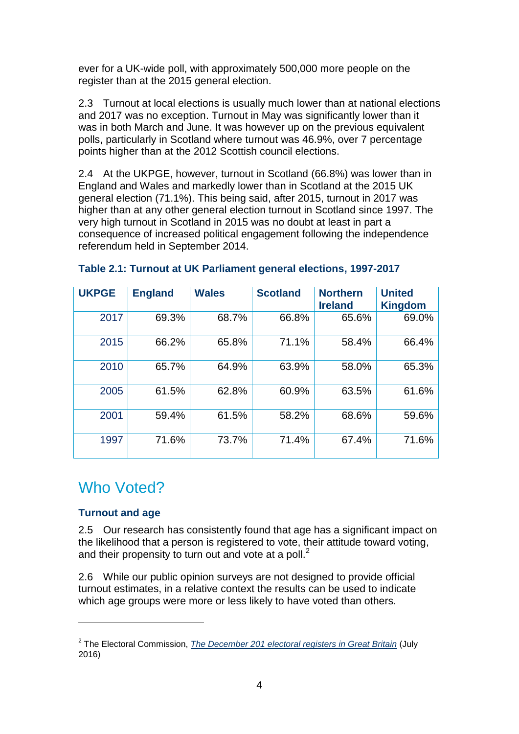ever for a UK-wide poll, with approximately 500,000 more people on the register than at the 2015 general election.

2.3 Turnout at local elections is usually much lower than at national elections and 2017 was no exception. Turnout in May was significantly lower than it was in both March and June. It was however up on the previous equivalent polls, particularly in Scotland where turnout was 46.9%, over 7 percentage points higher than at the 2012 Scottish council elections.

2.4 At the UKPGE, however, turnout in Scotland (66.8%) was lower than in England and Wales and markedly lower than in Scotland at the 2015 UK general election (71.1%). This being said, after 2015, turnout in 2017 was higher than at any other general election turnout in Scotland since 1997. The very high turnout in Scotland in 2015 was no doubt at least in part a consequence of increased political engagement following the independence referendum held in September 2014.

**Table 2.1: Turnout at UK Parliament general elections, 1997-2017**

| UKPGE | England | Wales | Scotland | Northern Ireland | United Kingdom |
|---|---|---|---|---|---|
| 2017 | 69.3% | 68.7% | 66.8% | 65.6% | 69.0% |
| 2015 | 66.2% | 65.8% | 71.1% | 58.4% | 66.4% |
| 2010 | 65.7% | 64.9% | 63.9% | 58.0% | 65.3% |
| 2005 | 61.5% | 62.8% | 60.9% | 63.5% | 61.6% |
| 2001 | 59.4% | 61.5% | 58.2% | 68.6% | 59.6% |
| 1997 | 71.6% | 73.7% | 71.4% | 67.4% | 71.6% |

## Who Voted?

### Turnout and age

2.5 Our research has consistently found that age has a significant impact on the likelihood that a person is registered to vote, their attitude toward voting, and their propensity to turn out and vote at a poll.[2]

2.6 While our public opinion surveys are not designed to provide official turnout estimates, in a relative context the results can be used to indicate which age groups were more or less likely to have voted than others.

[2] The Electoral Commission, *The December 201 electoral registers in Great Britain* (July 2016)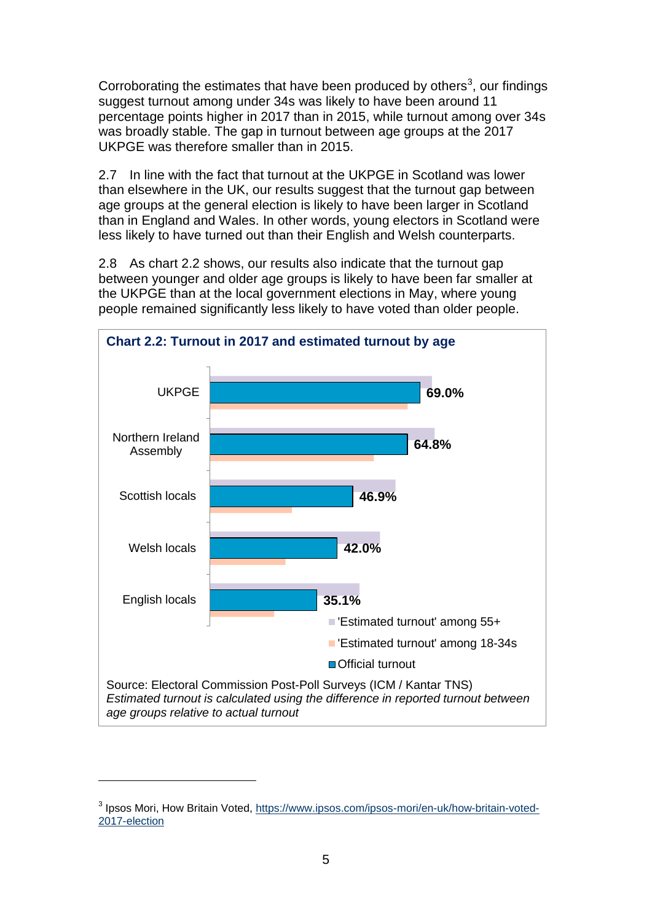Corroborating the estimates that have been produced by others[3], our findings suggest turnout among under 34s was likely to have been around 11 percentage points higher in 2017 than in 2015, while turnout among over 34s was broadly stable. The gap in turnout between age groups at the 2017 UKPGE was therefore smaller than in 2015.

2.7 In line with the fact that turnout at the UKPGE in Scotland was lower than elsewhere in the UK, our results suggest that the turnout gap between age groups at the general election is likely to have been larger in Scotland than in England and Wales. In other words, young electors in Scotland were less likely to have turned out than their English and Welsh counterparts.

2.8 As chart 2.2 shows, our results also indicate that the turnout gap between younger and older age groups is likely to have been far smaller at the UKPGE than at the local government elections in May, where young people remained significantly less likely to have voted than older people.

**Chart 2.2: Turnout in 2017 and estimated turnout by age**

| Election | Official turnout |
|---|---|
| UKPGE | 69.0% |
| Northern Ireland Assembly | 64.8% |
| Scottish locals | 46.9% |
| Welsh locals | 42.0% |
| English locals | 35.1% |

Legend: 'Estimated turnout' among 55+; 'Estimated turnout' among 18-34s; Official turnout

Source: Electoral Commission Post-Poll Surveys (ICM / Kantar TNS)
*Estimated turnout is calculated using the difference in reported turnout between age groups relative to actual turnout*

---

[3] Ipsos Mori, How Britain Voted, https://www.ipsos.com/ipsos-mori/en-uk/how-britain-voted-2017-election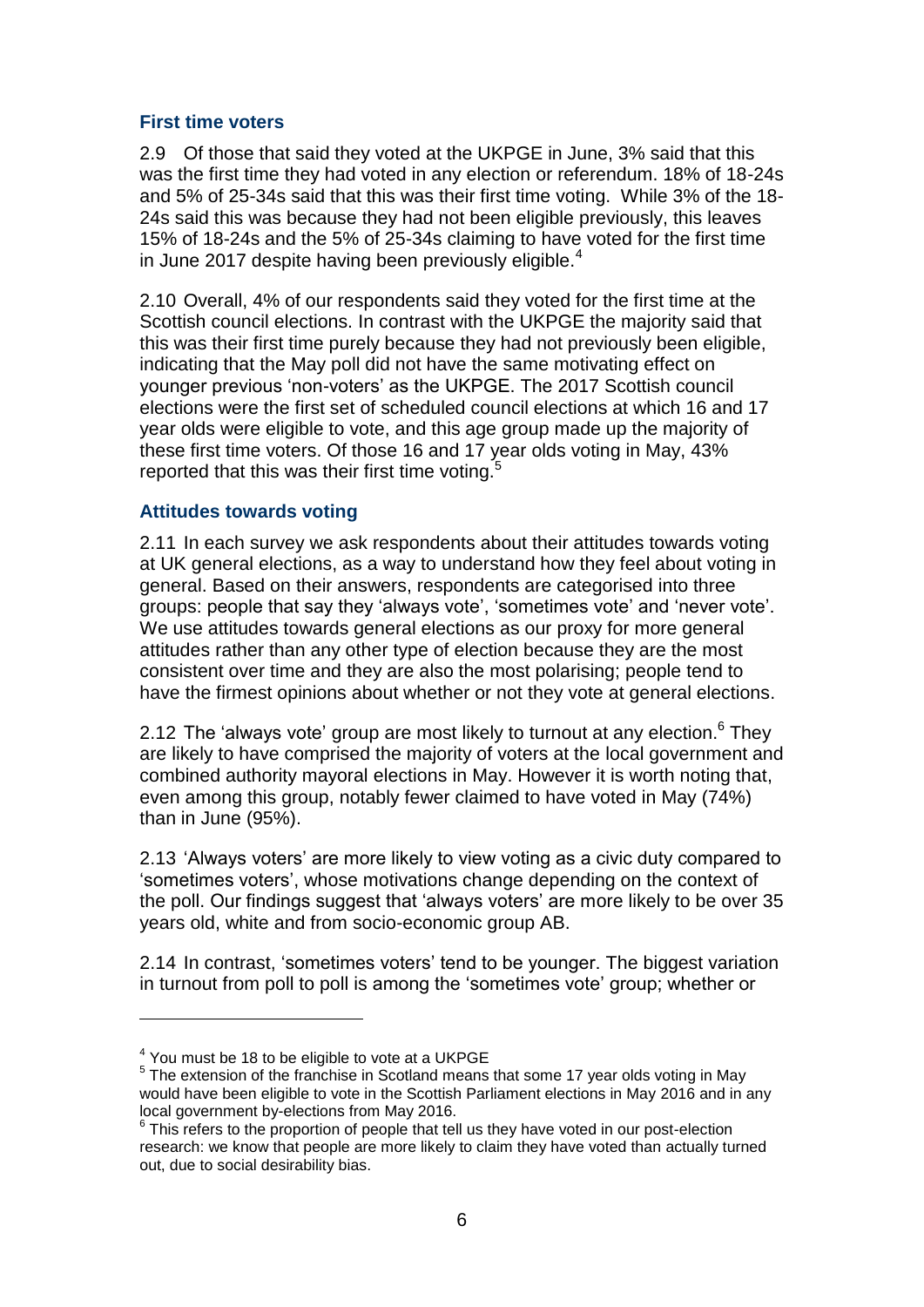### First time voters

2.9 Of those that said they voted at the UKPGE in June, 3% said that this was the first time they had voted in any election or referendum. 18% of 18-24s and 5% of 25-34s said that this was their first time voting. While 3% of the 18-24s said this was because they had not been eligible previously, this leaves 15% of 18-24s and the 5% of 25-34s claiming to have voted for the first time in June 2017 despite having been previously eligible.[4]

2.10 Overall, 4% of our respondents said they voted for the first time at the Scottish council elections. In contrast with the UKPGE the majority said that this was their first time purely because they had not previously been eligible, indicating that the May poll did not have the same motivating effect on younger previous 'non-voters' as the UKPGE. The 2017 Scottish council elections were the first set of scheduled council elections at which 16 and 17 year olds were eligible to vote, and this age group made up the majority of these first time voters. Of those 16 and 17 year olds voting in May, 43% reported that this was their first time voting.[5]

### Attitudes towards voting

2.11 In each survey we ask respondents about their attitudes towards voting at UK general elections, as a way to understand how they feel about voting in general. Based on their answers, respondents are categorised into three groups: people that say they 'always vote', 'sometimes vote' and 'never vote'. We use attitudes towards general elections as our proxy for more general attitudes rather than any other type of election because they are the most consistent over time and they are also the most polarising; people tend to have the firmest opinions about whether or not they vote at general elections.

2.12 The 'always vote' group are most likely to turnout at any election.[6] They are likely to have comprised the majority of voters at the local government and combined authority mayoral elections in May. However it is worth noting that, even among this group, notably fewer claimed to have voted in May (74%) than in June (95%).

2.13 'Always voters' are more likely to view voting as a civic duty compared to 'sometimes voters', whose motivations change depending on the context of the poll. Our findings suggest that 'always voters' are more likely to be over 35 years old, white and from socio-economic group AB.

2.14 In contrast, 'sometimes voters' tend to be younger. The biggest variation in turnout from poll to poll is among the 'sometimes vote' group; whether or

---

[4] You must be 18 to be eligible to vote at a UKPGE

[5] The extension of the franchise in Scotland means that some 17 year olds voting in May would have been eligible to vote in the Scottish Parliament elections in May 2016 and in any local government by-elections from May 2016.

[6] This refers to the proportion of people that tell us they have voted in our post-election research: we know that people are more likely to claim they have voted than actually turned out, due to social desirability bias.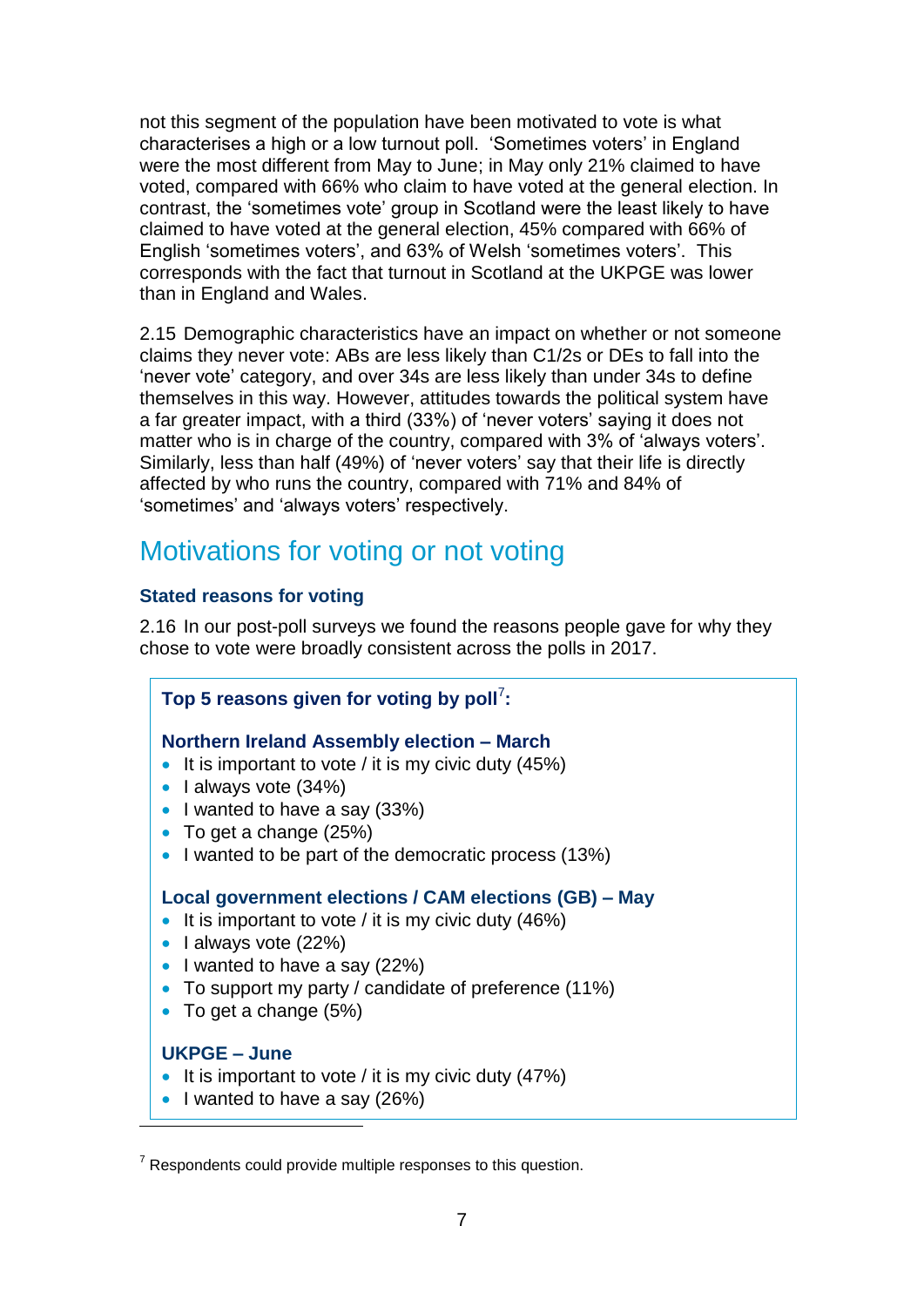not this segment of the population have been motivated to vote is what characterises a high or a low turnout poll. 'Sometimes voters' in England were the most different from May to June; in May only 21% claimed to have voted, compared with 66% who claim to have voted at the general election. In contrast, the 'sometimes vote' group in Scotland were the least likely to have claimed to have voted at the general election, 45% compared with 66% of English 'sometimes voters', and 63% of Welsh 'sometimes voters'. This corresponds with the fact that turnout in Scotland at the UKPGE was lower than in England and Wales.

2.15 Demographic characteristics have an impact on whether or not someone claims they never vote: ABs are less likely than C1/2s or DEs to fall into the 'never vote' category, and over 34s are less likely than under 34s to define themselves in this way. However, attitudes towards the political system have a far greater impact, with a third (33%) of 'never voters' saying it does not matter who is in charge of the country, compared with 3% of 'always voters'. Similarly, less than half (49%) of 'never voters' say that their life is directly affected by who runs the country, compared with 71% and 84% of 'sometimes' and 'always voters' respectively.

## Motivations for voting or not voting

### Stated reasons for voting

2.16 In our post-poll surveys we found the reasons people gave for why they chose to vote were broadly consistent across the polls in 2017.

**Top 5 reasons given for voting by poll[7]:**

**Northern Ireland Assembly election – March**

- It is important to vote / it is my civic duty (45%)
- I always vote (34%)
- I wanted to have a say (33%)
- To get a change (25%)
- I wanted to be part of the democratic process (13%)

**Local government elections / CAM elections (GB) – May**

- It is important to vote / it is my civic duty (46%)
- I always vote (22%)
- I wanted to have a say (22%)
- To support my party / candidate of preference (11%)
- To get a change (5%)

**UKPGE – June**

- It is important to vote / it is my civic duty (47%)
- I wanted to have a say (26%)

[7] Respondents could provide multiple responses to this question.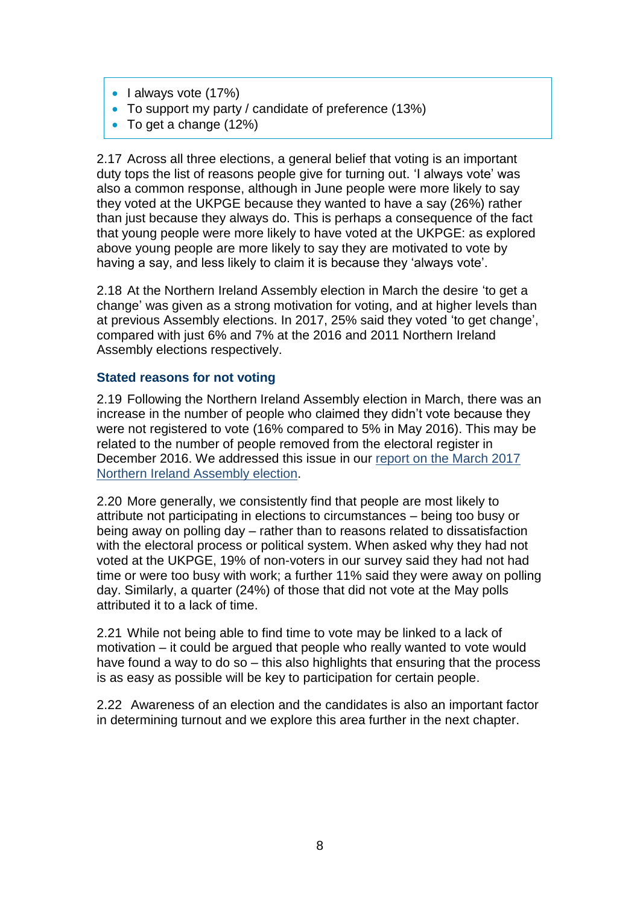- I always vote (17%)
- To support my party / candidate of preference (13%)
- To get a change (12%)

2.17 Across all three elections, a general belief that voting is an important duty tops the list of reasons people give for turning out. 'I always vote' was also a common response, although in June people were more likely to say they voted at the UKPGE because they wanted to have a say (26%) rather than just because they always do. This is perhaps a consequence of the fact that young people were more likely to have voted at the UKPGE: as explored above young people are more likely to say they are motivated to vote by having a say, and less likely to claim it is because they 'always vote'.

2.18 At the Northern Ireland Assembly election in March the desire 'to get a change' was given as a strong motivation for voting, and at higher levels than at previous Assembly elections. In 2017, 25% said they voted 'to get change', compared with just 6% and 7% at the 2016 and 2011 Northern Ireland Assembly elections respectively.

### Stated reasons for not voting

2.19 Following the Northern Ireland Assembly election in March, there was an increase in the number of people who claimed they didn't vote because they were not registered to vote (16% compared to 5% in May 2016). This may be related to the number of people removed from the electoral register in December 2016. We addressed this issue in our [report on the March 2017 Northern Ireland Assembly election](#).

2.20 More generally, we consistently find that people are most likely to attribute not participating in elections to circumstances – being too busy or being away on polling day – rather than to reasons related to dissatisfaction with the electoral process or political system. When asked why they had not voted at the UKPGE, 19% of non-voters in our survey said they had not had time or were too busy with work; a further 11% said they were away on polling day. Similarly, a quarter (24%) of those that did not vote at the May polls attributed it to a lack of time.

2.21 While not being able to find time to vote may be linked to a lack of motivation – it could be argued that people who really wanted to vote would have found a way to do so – this also highlights that ensuring that the process is as easy as possible will be key to participation for certain people.

2.22 Awareness of an election and the candidates is also an important factor in determining turnout and we explore this area further in the next chapter.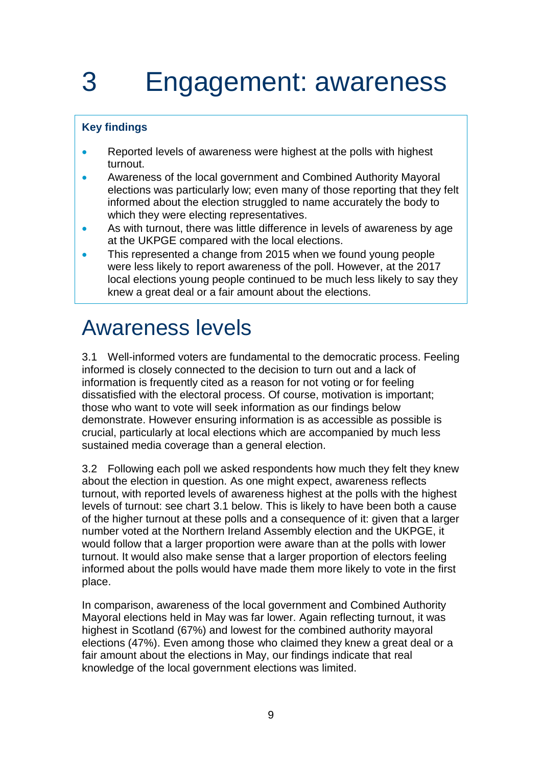# 3 Engagement: awareness

**Key findings**

- Reported levels of awareness were highest at the polls with highest turnout.
- Awareness of the local government and Combined Authority Mayoral elections was particularly low; even many of those reporting that they felt informed about the election struggled to name accurately the body to which they were electing representatives.
- As with turnout, there was little difference in levels of awareness by age at the UKPGE compared with the local elections.
- This represented a change from 2015 when we found young people were less likely to report awareness of the poll. However, at the 2017 local elections young people continued to be much less likely to say they knew a great deal or a fair amount about the elections.

## Awareness levels

3.1 Well-informed voters are fundamental to the democratic process. Feeling informed is closely connected to the decision to turn out and a lack of information is frequently cited as a reason for not voting or for feeling dissatisfied with the electoral process. Of course, motivation is important; those who want to vote will seek information as our findings below demonstrate. However ensuring information is as accessible as possible is crucial, particularly at local elections which are accompanied by much less sustained media coverage than a general election.

3.2 Following each poll we asked respondents how much they felt they knew about the election in question. As one might expect, awareness reflects turnout, with reported levels of awareness highest at the polls with the highest levels of turnout: see chart 3.1 below. This is likely to have been both a cause of the higher turnout at these polls and a consequence of it: given that a larger number voted at the Northern Ireland Assembly election and the UKPGE, it would follow that a larger proportion were aware than at the polls with lower turnout. It would also make sense that a larger proportion of electors feeling informed about the polls would have made them more likely to vote in the first place.

In comparison, awareness of the local government and Combined Authority Mayoral elections held in May was far lower. Again reflecting turnout, it was highest in Scotland (67%) and lowest for the combined authority mayoral elections (47%). Even among those who claimed they knew a great deal or a fair amount about the elections in May, our findings indicate that real knowledge of the local government elections was limited.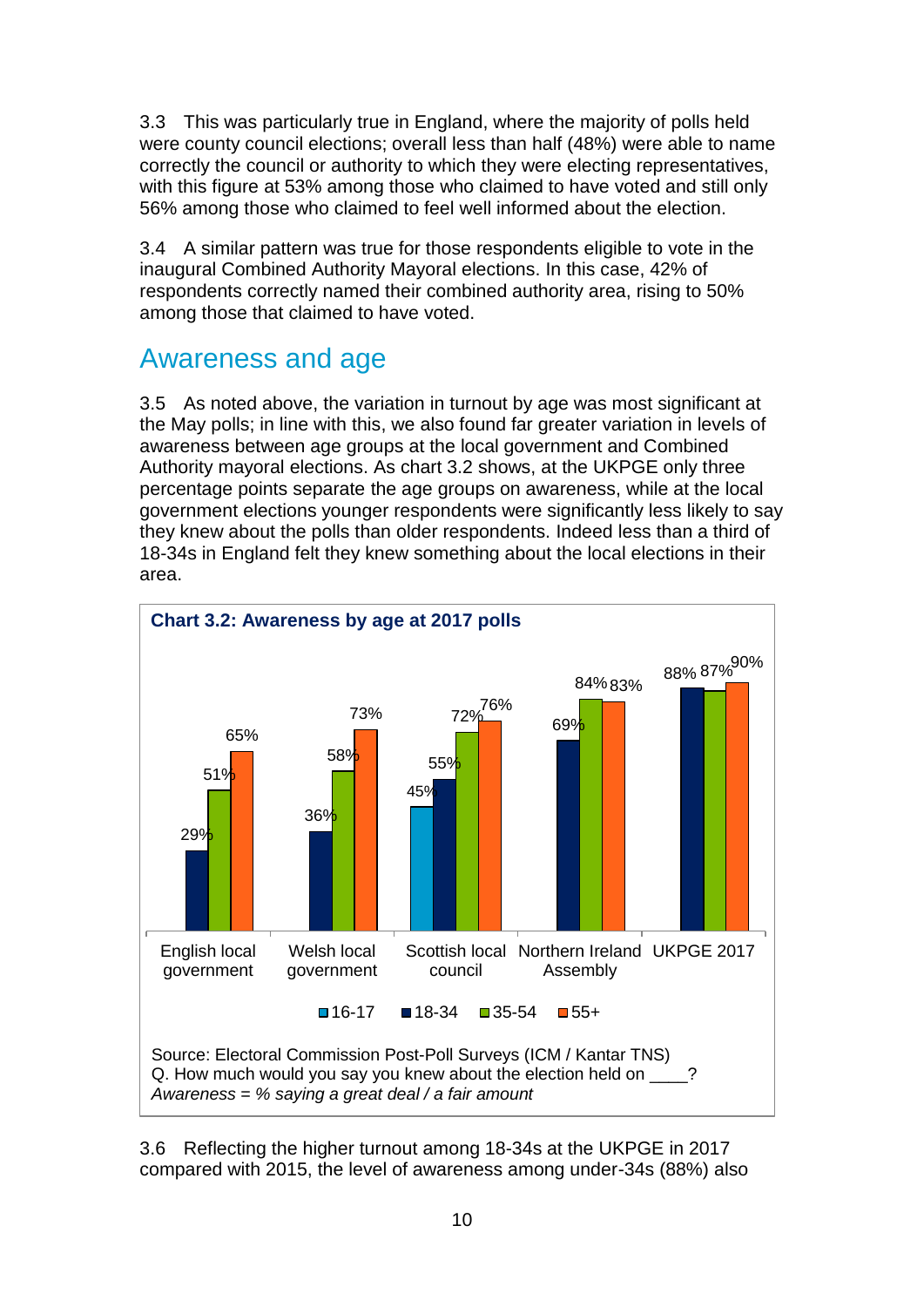3.3 This was particularly true in England, where the majority of polls held were county council elections; overall less than half (48%) were able to name correctly the council or authority to which they were electing representatives, with this figure at 53% among those who claimed to have voted and still only 56% among those who claimed to feel well informed about the election.

3.4 A similar pattern was true for those respondents eligible to vote in the inaugural Combined Authority Mayoral elections. In this case, 42% of respondents correctly named their combined authority area, rising to 50% among those that claimed to have voted.

## Awareness and age

3.5 As noted above, the variation in turnout by age was most significant at the May polls; in line with this, we also found far greater variation in levels of awareness between age groups at the local government and Combined Authority mayoral elections. As chart 3.2 shows, at the UKPGE only three percentage points separate the age groups on awareness, while at the local government elections younger respondents were significantly less likely to say they knew about the polls than older respondents. Indeed less than a third of 18-34s in England felt they knew something about the local elections in their area.

**Chart 3.2: Awareness by age at 2017 polls**

| | 16-17 | 18-34 | 35-54 | 55+ |
|---|---|---|---|---|
| English local government | | 29% | 51% | 65% |
| Welsh local government | | 36% | 58% | 73% |
| Scottish local council | 45% | 55% | 72% | 76% |
| Northern Ireland Assembly | | 69% | 84% | 83% |
| UKPGE 2017 | | 88% | 87% | 90% |

Source: Electoral Commission Post-Poll Surveys (ICM / Kantar TNS)
Q. How much would you say you knew about the election held on ____?
*Awareness = % saying a great deal / a fair amount*

3.6 Reflecting the higher turnout among 18-34s at the UKPGE in 2017 compared with 2015, the level of awareness among under-34s (88%) also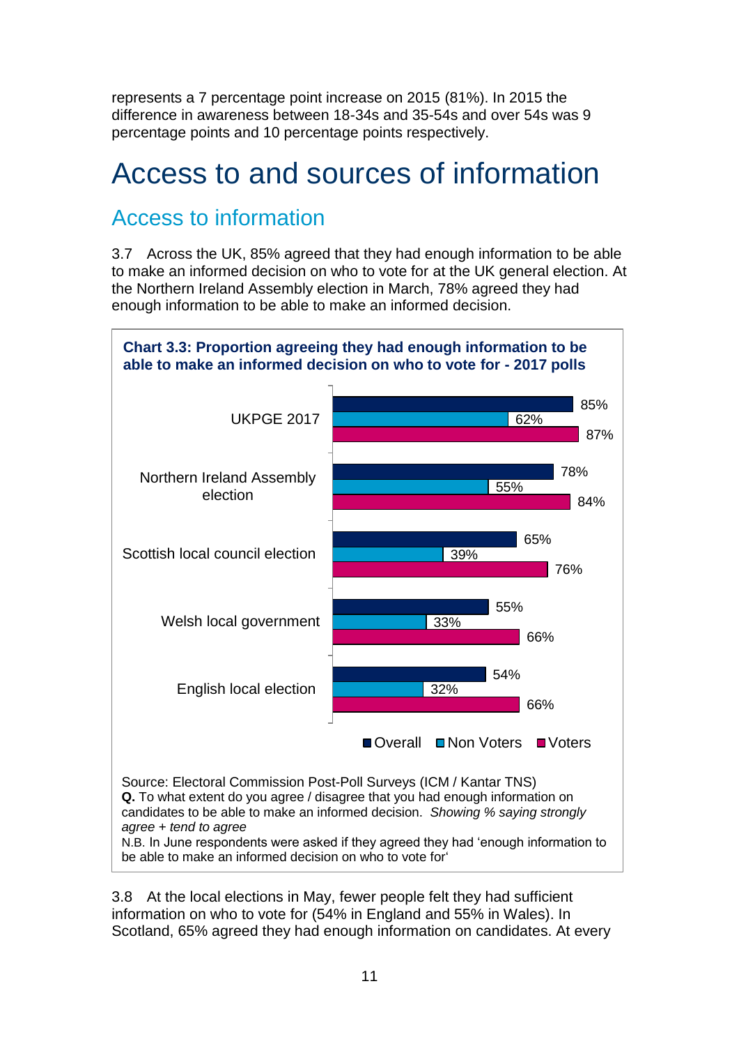represents a 7 percentage point increase on 2015 (81%). In 2015 the difference in awareness between 18-34s and 35-54s and over 54s was 9 percentage points and 10 percentage points respectively.

# Access to and sources of information

## Access to information

3.7 Across the UK, 85% agreed that they had enough information to be able to make an informed decision on who to vote for at the UK general election. At the Northern Ireland Assembly election in March, 78% agreed they had enough information to be able to make an informed decision.

**Chart 3.3: Proportion agreeing they had enough information to be able to make an informed decision on who to vote for - 2017 polls**

| | Overall | Non Voters | Voters |
|---|---|---|---|
| UKPGE 2017 | 85% | 62% | 87% |
| Northern Ireland Assembly election | 78% | 55% | 84% |
| Scottish local council election | 65% | 39% | 76% |
| Welsh local government | 55% | 33% | 66% |
| English local election | 54% | 32% | 66% |

Source: Electoral Commission Post-Poll Surveys (ICM / Kantar TNS)
**Q.** To what extent do you agree / disagree that you had enough information on candidates to be able to make an informed decision. *Showing % saying strongly agree + tend to agree*
N.B. In June respondents were asked if they agreed they had 'enough information to be able to make an informed decision on who to vote for'

3.8 At the local elections in May, fewer people felt they had sufficient information on who to vote for (54% in England and 55% in Wales). In Scotland, 65% agreed they had enough information on candidates. At every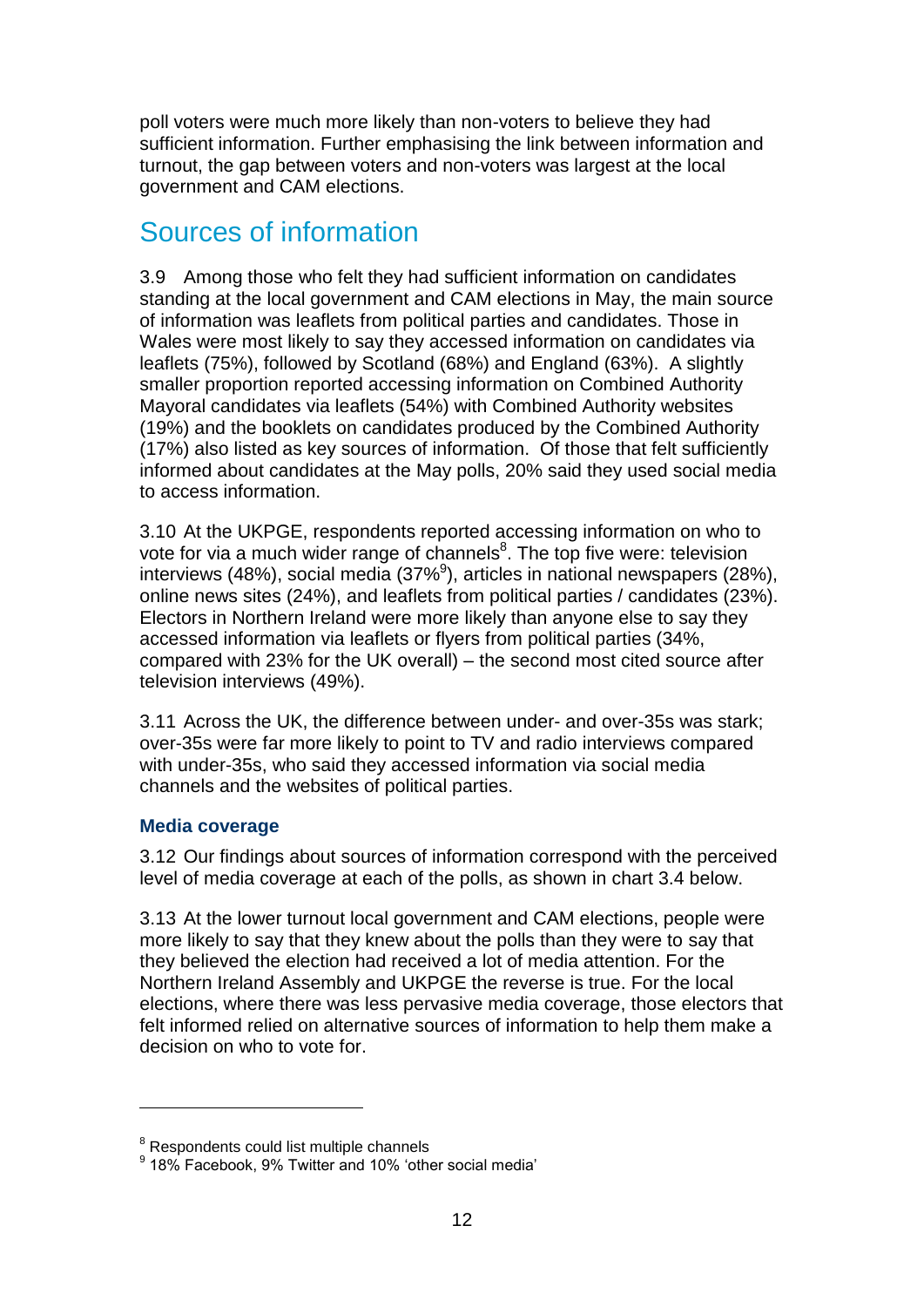poll voters were much more likely than non-voters to believe they had sufficient information. Further emphasising the link between information and turnout, the gap between voters and non-voters was largest at the local government and CAM elections.

## Sources of information

3.9 Among those who felt they had sufficient information on candidates standing at the local government and CAM elections in May, the main source of information was leaflets from political parties and candidates. Those in Wales were most likely to say they accessed information on candidates via leaflets (75%), followed by Scotland (68%) and England (63%). A slightly smaller proportion reported accessing information on Combined Authority Mayoral candidates via leaflets (54%) with Combined Authority websites (19%) and the booklets on candidates produced by the Combined Authority (17%) also listed as key sources of information. Of those that felt sufficiently informed about candidates at the May polls, 20% said they used social media to access information.

3.10 At the UKPGE, respondents reported accessing information on who to vote for via a much wider range of channels[8]. The top five were: television interviews (48%), social media (37%[9]), articles in national newspapers (28%), online news sites (24%), and leaflets from political parties / candidates (23%). Electors in Northern Ireland were more likely than anyone else to say they accessed information via leaflets or flyers from political parties (34%, compared with 23% for the UK overall) – the second most cited source after television interviews (49%).

3.11 Across the UK, the difference between under- and over-35s was stark; over-35s were far more likely to point to TV and radio interviews compared with under-35s, who said they accessed information via social media channels and the websites of political parties.

### Media coverage

3.12 Our findings about sources of information correspond with the perceived level of media coverage at each of the polls, as shown in chart 3.4 below.

3.13 At the lower turnout local government and CAM elections, people were more likely to say that they knew about the polls than they were to say that they believed the election had received a lot of media attention. For the Northern Ireland Assembly and UKPGE the reverse is true. For the local elections, where there was less pervasive media coverage, those electors that felt informed relied on alternative sources of information to help them make a decision on who to vote for.

---

[8] Respondents could list multiple channels

[9] 18% Facebook, 9% Twitter and 10% 'other social media'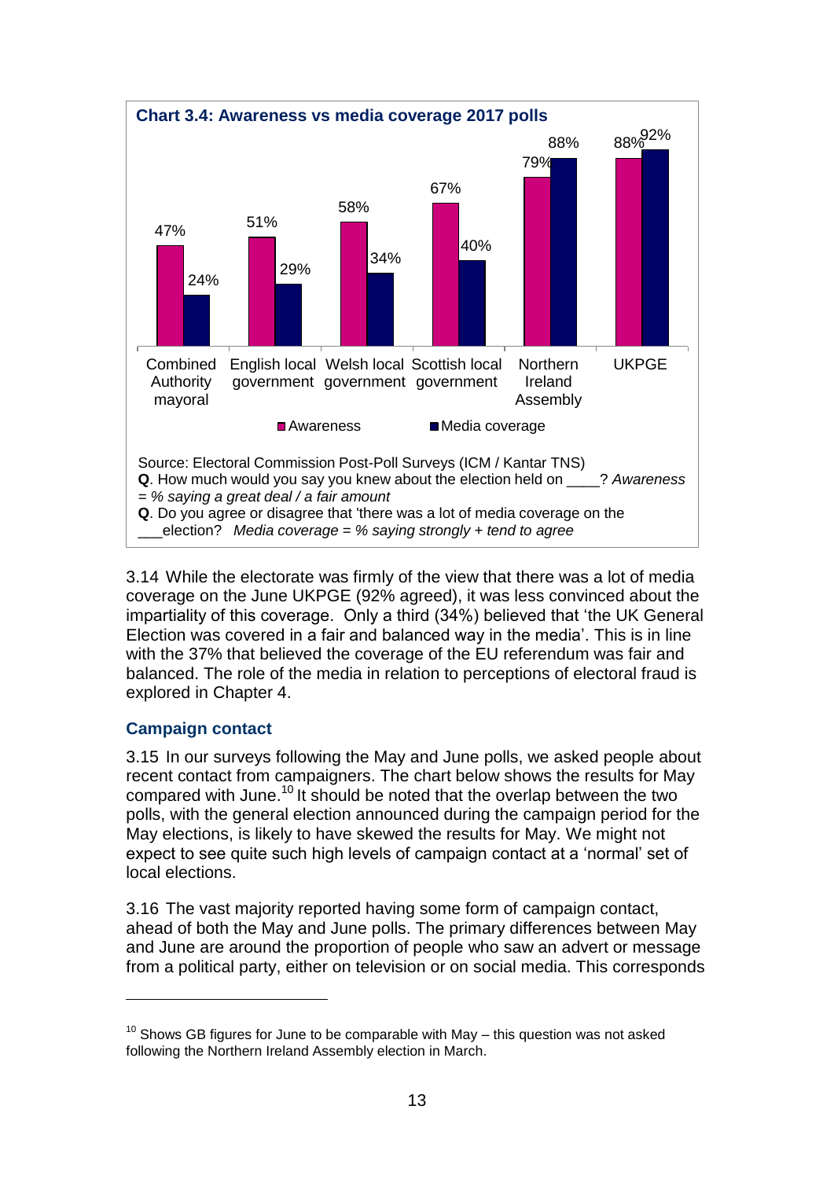**Chart 3.4: Awareness vs media coverage 2017 polls**

| | Awareness | Media coverage |
|---|---|---|
| Combined Authority mayoral | 47% | 24% |
| English local government | 51% | 29% |
| Welsh local government | 58% | 34% |
| Scottish local government | 67% | 40% |
| Northern Ireland Assembly | 79% | 88% |
| UKPGE | 88% | 92% |

Source: Electoral Commission Post-Poll Surveys (ICM / Kantar TNS)
**Q**. How much would you say you knew about the election held on ____? *Awareness = % saying a great deal / a fair amount*
**Q**. Do you agree or disagree that 'there was a lot of media coverage on the ___election? *Media coverage = % saying strongly + tend to agree*

3.14 While the electorate was firmly of the view that there was a lot of media coverage on the June UKPGE (92% agreed), it was less convinced about the impartiality of this coverage. Only a third (34%) believed that 'the UK General Election was covered in a fair and balanced way in the media'. This is in line with the 37% that believed the coverage of the EU referendum was fair and balanced. The role of the media in relation to perceptions of electoral fraud is explored in Chapter 4.

### Campaign contact

3.15 In our surveys following the May and June polls, we asked people about recent contact from campaigners. The chart below shows the results for May compared with June.[10] It should be noted that the overlap between the two polls, with the general election announced during the campaign period for the May elections, is likely to have skewed the results for May. We might not expect to see quite such high levels of campaign contact at a 'normal' set of local elections.

3.16 The vast majority reported having some form of campaign contact, ahead of both the May and June polls. The primary differences between May and June are around the proportion of people who saw an advert or message from a political party, either on television or on social media. This corresponds

[10] Shows GB figures for June to be comparable with May – this question was not asked following the Northern Ireland Assembly election in March.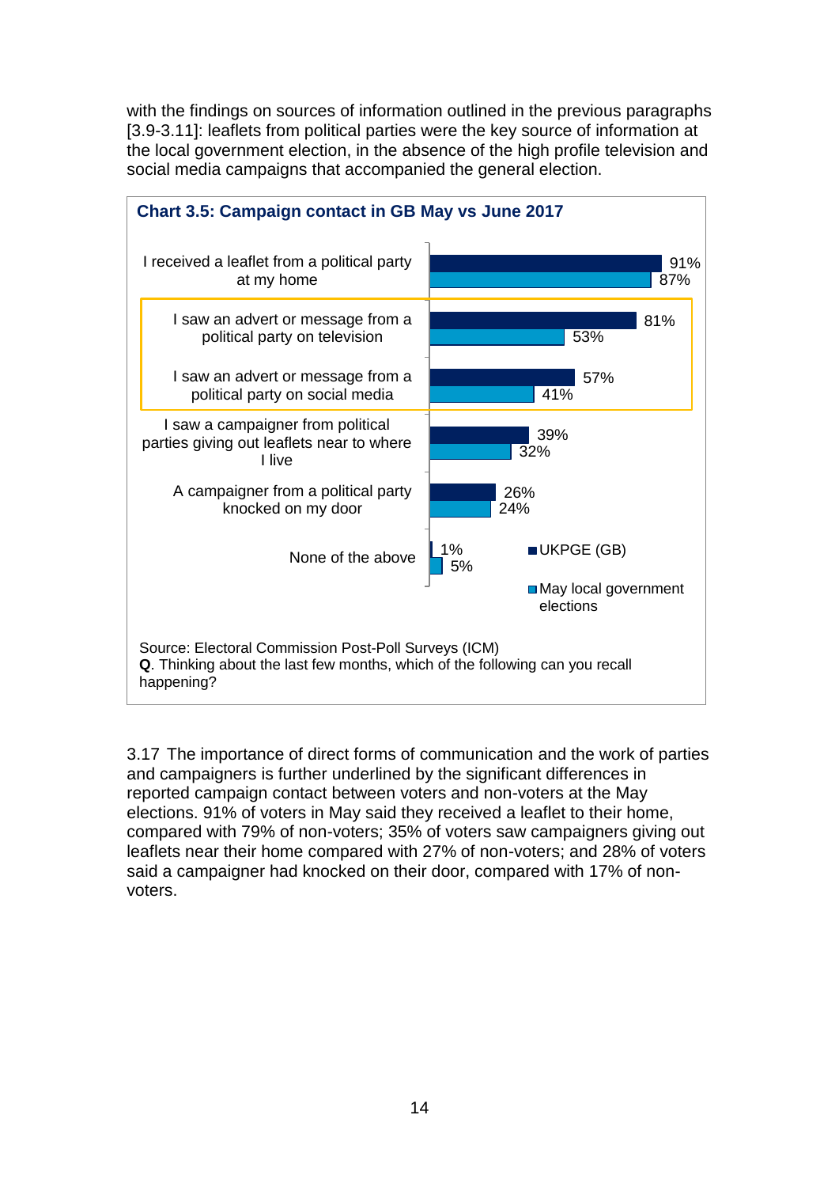with the findings on sources of information outlined in the previous paragraphs [3.9-3.11]: leaflets from political parties were the key source of information at the local government election, in the absence of the high profile television and social media campaigns that accompanied the general election.

**Chart 3.5: Campaign contact in GB May vs June 2017**

| | UKPGE (GB) | May local government elections |
|---|---|---|
| I received a leaflet from a political party at my home | 91% | 87% |
| I saw an advert or message from a political party on television | 81% | 53% |
| I saw an advert or message from a political party on social media | 57% | 41% |
| I saw a campaigner from political parties giving out leaflets near to where I live | 39% | 32% |
| A campaigner from a political party knocked on my door | 26% | 24% |
| None of the above | 1% | 5% |

Source: Electoral Commission Post-Poll Surveys (ICM)
**Q**. Thinking about the last few months, which of the following can you recall happening?

3.17 The importance of direct forms of communication and the work of parties and campaigners is further underlined by the significant differences in reported campaign contact between voters and non-voters at the May elections. 91% of voters in May said they received a leaflet to their home, compared with 79% of non-voters; 35% of voters saw campaigners giving out leaflets near their home compared with 27% of non-voters; and 28% of voters said a campaigner had knocked on their door, compared with 17% of non-voters.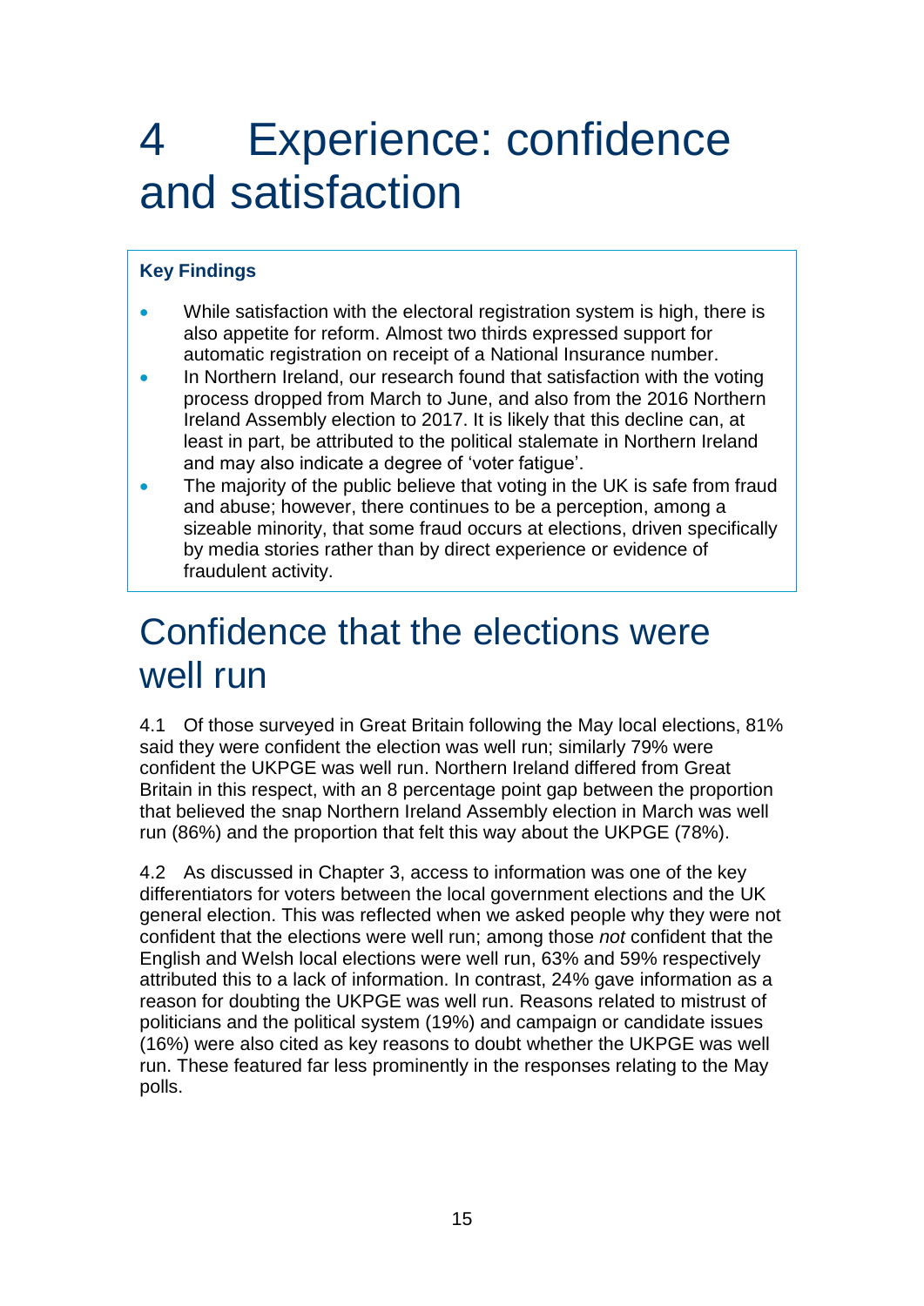# 4 Experience: confidence and satisfaction

**Key Findings**

- While satisfaction with the electoral registration system is high, there is also appetite for reform. Almost two thirds expressed support for automatic registration on receipt of a National Insurance number.
- In Northern Ireland, our research found that satisfaction with the voting process dropped from March to June, and also from the 2016 Northern Ireland Assembly election to 2017. It is likely that this decline can, at least in part, be attributed to the political stalemate in Northern Ireland and may also indicate a degree of 'voter fatigue'.
- The majority of the public believe that voting in the UK is safe from fraud and abuse; however, there continues to be a perception, among a sizeable minority, that some fraud occurs at elections, driven specifically by media stories rather than by direct experience or evidence of fraudulent activity.

## Confidence that the elections were well run

4.1 Of those surveyed in Great Britain following the May local elections, 81% said they were confident the election was well run; similarly 79% were confident the UKPGE was well run. Northern Ireland differed from Great Britain in this respect, with an 8 percentage point gap between the proportion that believed the snap Northern Ireland Assembly election in March was well run (86%) and the proportion that felt this way about the UKPGE (78%).

4.2 As discussed in Chapter 3, access to information was one of the key differentiators for voters between the local government elections and the UK general election. This was reflected when we asked people why they were not confident that the elections were well run; among those *not* confident that the English and Welsh local elections were well run, 63% and 59% respectively attributed this to a lack of information. In contrast, 24% gave information as a reason for doubting the UKPGE was well run. Reasons related to mistrust of politicians and the political system (19%) and campaign or candidate issues (16%) were also cited as key reasons to doubt whether the UKPGE was well run. These featured far less prominently in the responses relating to the May polls.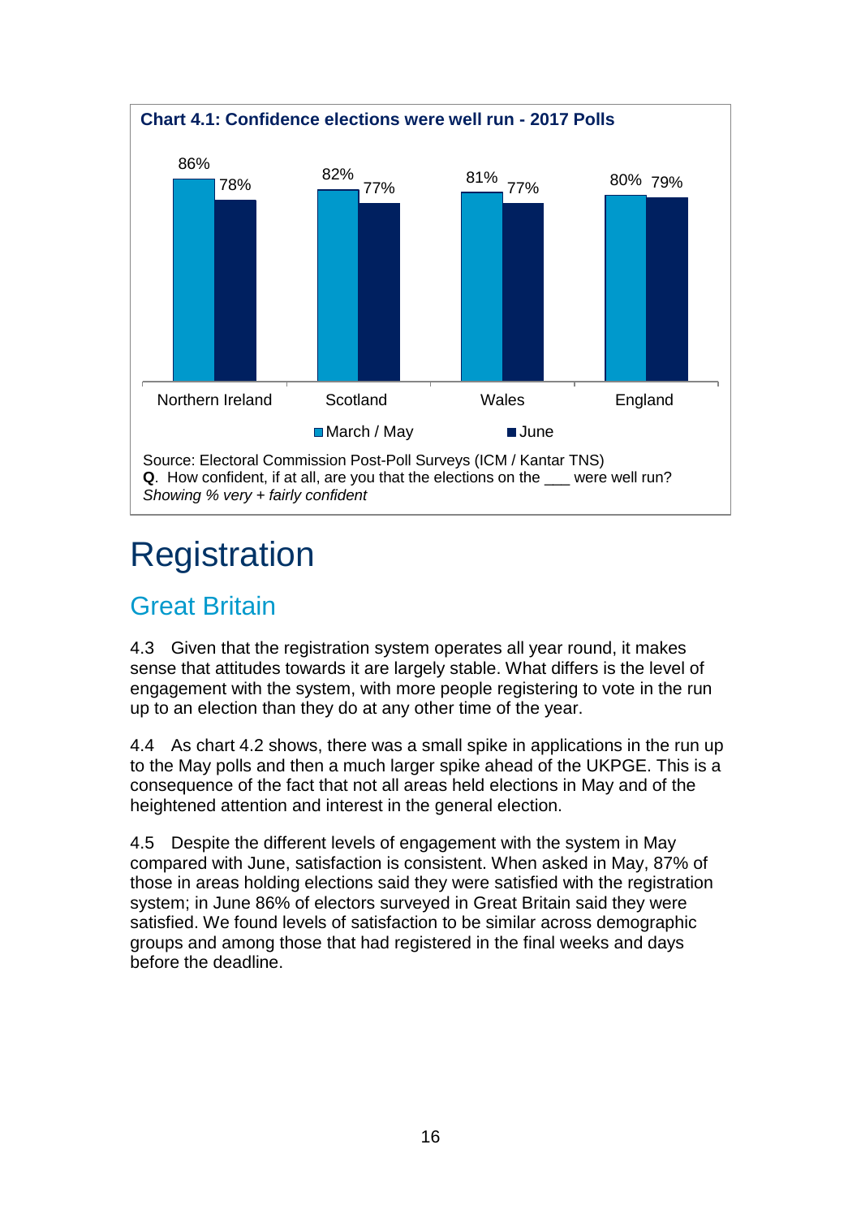**Chart 4.1: Confidence elections were well run - 2017 Polls**

| | March / May | June |
|---|---|---|
| Northern Ireland | 86% | 78% |
| Scotland | 82% | 77% |
| Wales | 81% | 77% |
| England | 80% | 79% |

Source: Electoral Commission Post-Poll Surveys (ICM / Kantar TNS)
**Q**. How confident, if at all, are you that the elections on the ___ were well run?
*Showing % very + fairly confident*

# Registration

## Great Britain

4.3 Given that the registration system operates all year round, it makes sense that attitudes towards it are largely stable. What differs is the level of engagement with the system, with more people registering to vote in the run up to an election than they do at any other time of the year.

4.4 As chart 4.2 shows, there was a small spike in applications in the run up to the May polls and then a much larger spike ahead of the UKPGE. This is a consequence of the fact that not all areas held elections in May and of the heightened attention and interest in the general election.

4.5 Despite the different levels of engagement with the system in May compared with June, satisfaction is consistent. When asked in May, 87% of those in areas holding elections said they were satisfied with the registration system; in June 86% of electors surveyed in Great Britain said they were satisfied. We found levels of satisfaction to be similar across demographic groups and among those that had registered in the final weeks and days before the deadline.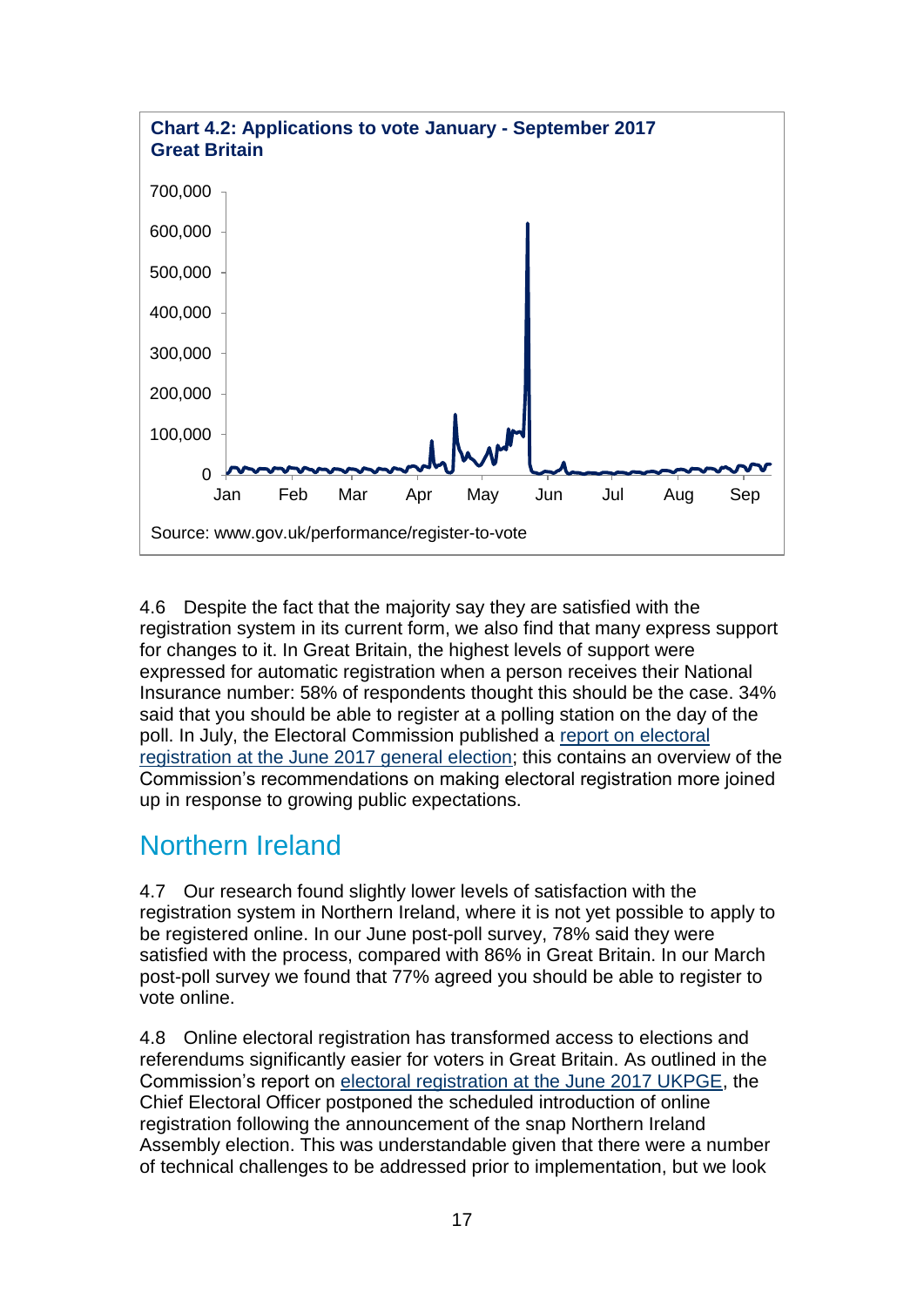**Chart 4.2: Applications to vote January - September 2017 Great Britain**

Source: www.gov.uk/performance/register-to-vote

4.6 Despite the fact that the majority say they are satisfied with the registration system in its current form, we also find that many express support for changes to it. In Great Britain, the highest levels of support were expressed for automatic registration when a person receives their National Insurance number: 58% of respondents thought this should be the case. 34% said that you should be able to register at a polling station on the day of the poll. In July, the Electoral Commission published a report on electoral registration at the June 2017 general election; this contains an overview of the Commission's recommendations on making electoral registration more joined up in response to growing public expectations.

## Northern Ireland

4.7 Our research found slightly lower levels of satisfaction with the registration system in Northern Ireland, where it is not yet possible to apply to be registered online. In our June post-poll survey, 78% said they were satisfied with the process, compared with 86% in Great Britain. In our March post-poll survey we found that 77% agreed you should be able to register to vote online.

4.8 Online electoral registration has transformed access to elections and referendums significantly easier for voters in Great Britain. As outlined in the Commission's report on electoral registration at the June 2017 UKPGE, the Chief Electoral Officer postponed the scheduled introduction of online registration following the announcement of the snap Northern Ireland Assembly election. This was understandable given that there were a number of technical challenges to be addressed prior to implementation, but we look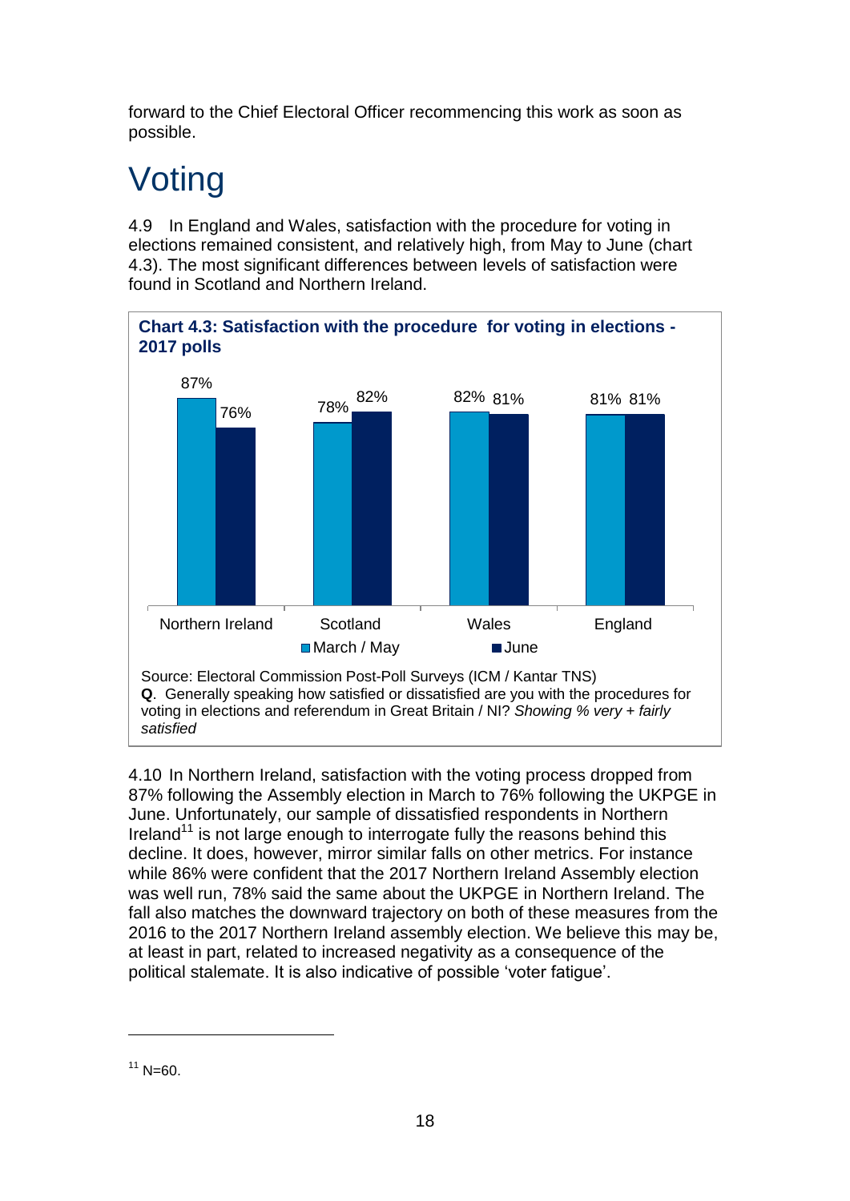forward to the Chief Electoral Officer recommencing this work as soon as possible.

# Voting

4.9 In England and Wales, satisfaction with the procedure for voting in elections remained consistent, and relatively high, from May to June (chart 4.3). The most significant differences between levels of satisfaction were found in Scotland and Northern Ireland.

**Chart 4.3: Satisfaction with the procedure for voting in elections - 2017 polls**

| | March / May | June |
|---|---|---|
| Northern Ireland | 87% | 76% |
| Scotland | 78% | 82% |
| Wales | 82% | 81% |
| England | 81% | 81% |

Source: Electoral Commission Post-Poll Surveys (ICM / Kantar TNS)
**Q**. Generally speaking how satisfied or dissatisfied are you with the procedures for voting in elections and referendum in Great Britain / NI? *Showing % very + fairly satisfied*

4.10 In Northern Ireland, satisfaction with the voting process dropped from 87% following the Assembly election in March to 76% following the UKPGE in June. Unfortunately, our sample of dissatisfied respondents in Northern Ireland[11] is not large enough to interrogate fully the reasons behind this decline. It does, however, mirror similar falls on other metrics. For instance while 86% were confident that the 2017 Northern Ireland Assembly election was well run, 78% said the same about the UKPGE in Northern Ireland. The fall also matches the downward trajectory on both of these measures from the 2016 to the 2017 Northern Ireland assembly election. We believe this may be, at least in part, related to increased negativity as a consequence of the political stalemate. It is also indicative of possible 'voter fatigue'.

[11] N=60.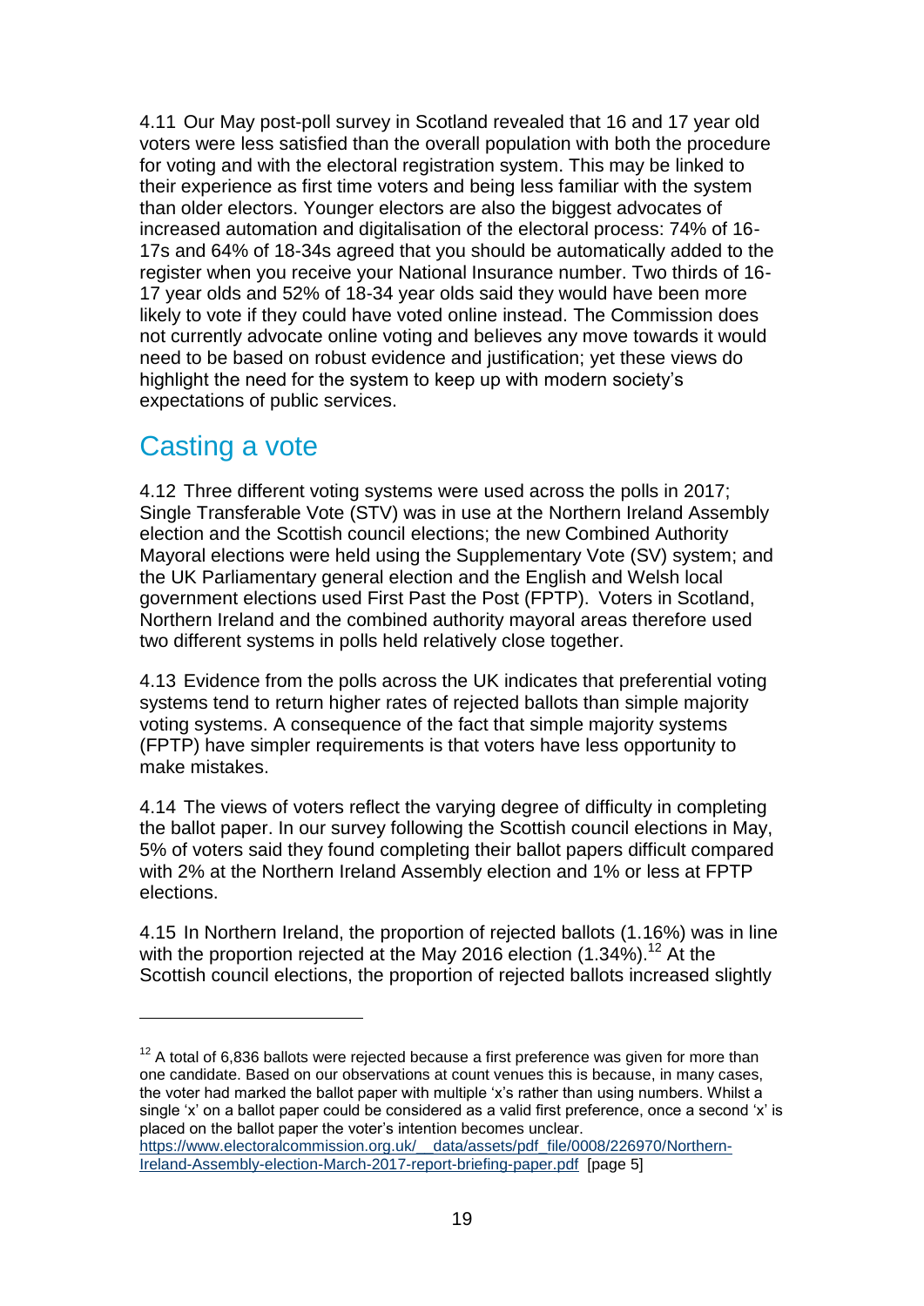4.11 Our May post-poll survey in Scotland revealed that 16 and 17 year old voters were less satisfied than the overall population with both the procedure for voting and with the electoral registration system. This may be linked to their experience as first time voters and being less familiar with the system than older electors. Younger electors are also the biggest advocates of increased automation and digitalisation of the electoral process: 74% of 16-17s and 64% of 18-34s agreed that you should be automatically added to the register when you receive your National Insurance number. Two thirds of 16-17 year olds and 52% of 18-34 year olds said they would have been more likely to vote if they could have voted online instead. The Commission does not currently advocate online voting and believes any move towards it would need to be based on robust evidence and justification; yet these views do highlight the need for the system to keep up with modern society's expectations of public services.

## Casting a vote

4.12 Three different voting systems were used across the polls in 2017; Single Transferable Vote (STV) was in use at the Northern Ireland Assembly election and the Scottish council elections; the new Combined Authority Mayoral elections were held using the Supplementary Vote (SV) system; and the UK Parliamentary general election and the English and Welsh local government elections used First Past the Post (FPTP). Voters in Scotland, Northern Ireland and the combined authority mayoral areas therefore used two different systems in polls held relatively close together.

4.13 Evidence from the polls across the UK indicates that preferential voting systems tend to return higher rates of rejected ballots than simple majority voting systems. A consequence of the fact that simple majority systems (FPTP) have simpler requirements is that voters have less opportunity to make mistakes.

4.14 The views of voters reflect the varying degree of difficulty in completing the ballot paper. In our survey following the Scottish council elections in May, 5% of voters said they found completing their ballot papers difficult compared with 2% at the Northern Ireland Assembly election and 1% or less at FPTP elections.

4.15 In Northern Ireland, the proportion of rejected ballots (1.16%) was in line with the proportion rejected at the May 2016 election (1.34%).[12] At the Scottish council elections, the proportion of rejected ballots increased slightly

---

[12] A total of 6,836 ballots were rejected because a first preference was given for more than one candidate. Based on our observations at count venues this is because, in many cases, the voter had marked the ballot paper with multiple 'x's rather than using numbers. Whilst a single 'x' on a ballot paper could be considered as a valid first preference, once a second 'x' is placed on the ballot paper the voter's intention becomes unclear. https://www.electoralcommission.org.uk/__data/assets/pdf_file/0008/226970/Northern-Ireland-Assembly-election-March-2017-report-briefing-paper.pdf [page 5]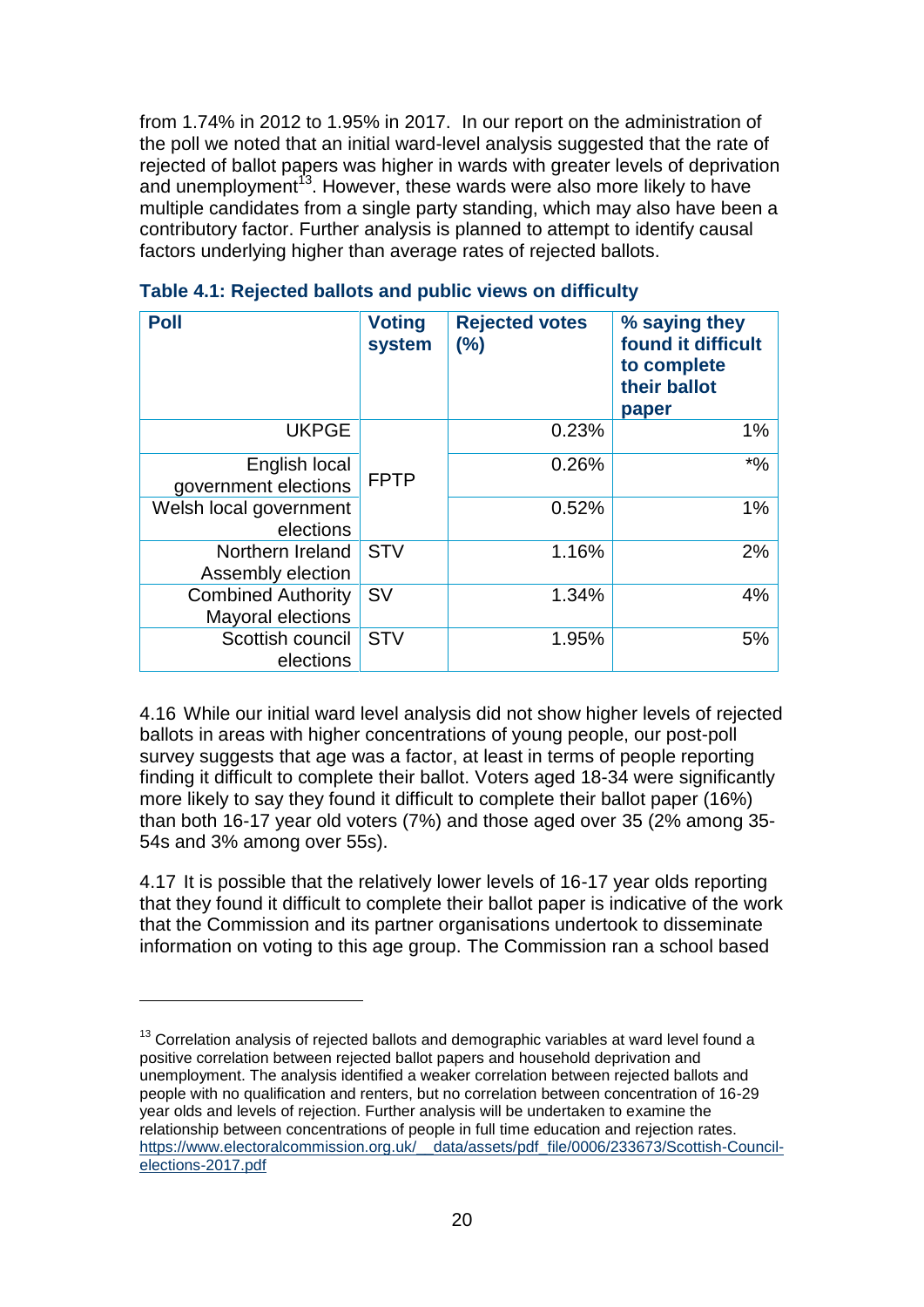from 1.74% in 2012 to 1.95% in 2017. In our report on the administration of the poll we noted that an initial ward-level analysis suggested that the rate of rejected of ballot papers was higher in wards with greater levels of deprivation and unemployment[13]. However, these wards were also more likely to have multiple candidates from a single party standing, which may also have been a contributory factor. Further analysis is planned to attempt to identify causal factors underlying higher than average rates of rejected ballots.

**Table 4.1: Rejected ballots and public views on difficulty**

| Poll | Voting system | Rejected votes (%) | % saying they found it difficult to complete their ballot paper |
|---|---|---|---|
| UKPGE | FPTP | 0.23% | 1% |
| English local government elections | FPTP | 0.26% | *% |
| Welsh local government elections | FPTP | 0.52% | 1% |
| Northern Ireland Assembly election | STV | 1.16% | 2% |
| Combined Authority Mayoral elections | SV | 1.34% | 4% |
| Scottish council elections | STV | 1.95% | 5% |

4.16 While our initial ward level analysis did not show higher levels of rejected ballots in areas with higher concentrations of young people, our post-poll survey suggests that age was a factor, at least in terms of people reporting finding it difficult to complete their ballot. Voters aged 18-34 were significantly more likely to say they found it difficult to complete their ballot paper (16%) than both 16-17 year old voters (7%) and those aged over 35 (2% among 35-54s and 3% among over 55s).

4.17 It is possible that the relatively lower levels of 16-17 year olds reporting that they found it difficult to complete their ballot paper is indicative of the work that the Commission and its partner organisations undertook to disseminate information on voting to this age group. The Commission ran a school based

[13] Correlation analysis of rejected ballots and demographic variables at ward level found a positive correlation between rejected ballot papers and household deprivation and unemployment. The analysis identified a weaker correlation between rejected ballots and people with no qualification and renters, but no correlation between concentration of 16-29 year olds and levels of rejection. Further analysis will be undertaken to examine the relationship between concentrations of people in full time education and rejection rates. https://www.electoralcommission.org.uk/__data/assets/pdf_file/0006/233673/Scottish-Council-elections-2017.pdf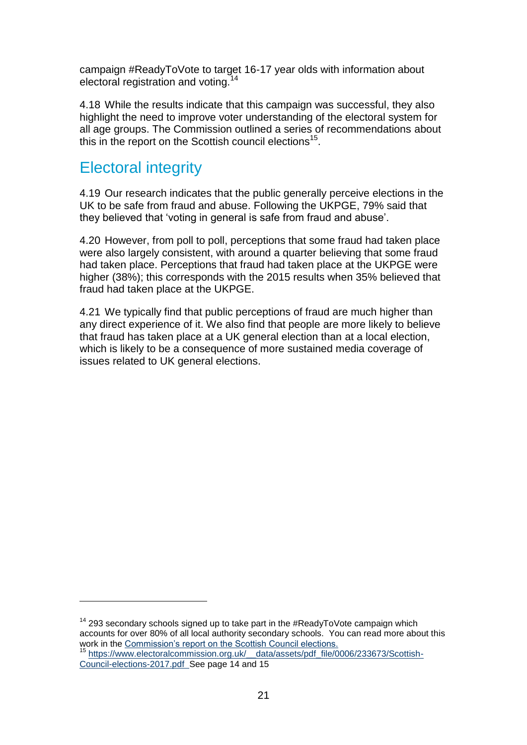campaign #ReadyToVote to target 16-17 year olds with information about electoral registration and voting.[14]

4.18 While the results indicate that this campaign was successful, they also highlight the need to improve voter understanding of the electoral system for all age groups. The Commission outlined a series of recommendations about this in the report on the Scottish council elections[15].

## Electoral integrity

4.19 Our research indicates that the public generally perceive elections in the UK to be safe from fraud and abuse. Following the UKPGE, 79% said that they believed that 'voting in general is safe from fraud and abuse'.

4.20 However, from poll to poll, perceptions that some fraud had taken place were also largely consistent, with around a quarter believing that some fraud had taken place. Perceptions that fraud had taken place at the UKPGE were higher (38%); this corresponds with the 2015 results when 35% believed that fraud had taken place at the UKPGE.

4.21 We typically find that public perceptions of fraud are much higher than any direct experience of it. We also find that people are more likely to believe that fraud has taken place at a UK general election than at a local election, which is likely to be a consequence of more sustained media coverage of issues related to UK general elections.

---

[14] 293 secondary schools signed up to take part in the #ReadyToVote campaign which accounts for over 80% of all local authority secondary schools. You can read more about this work in the [Commission's report on the Scottish Council elections.](https://www.electoralcommission.org.uk/__data/assets/pdf_file/0006/233673/Scottish-Council-elections-2017.pdf)

[15] [https://www.electoralcommission.org.uk/__data/assets/pdf_file/0006/233673/Scottish-Council-elections-2017.pdf](https://www.electoralcommission.org.uk/__data/assets/pdf_file/0006/233673/Scottish-Council-elections-2017.pdf) See page 14 and 15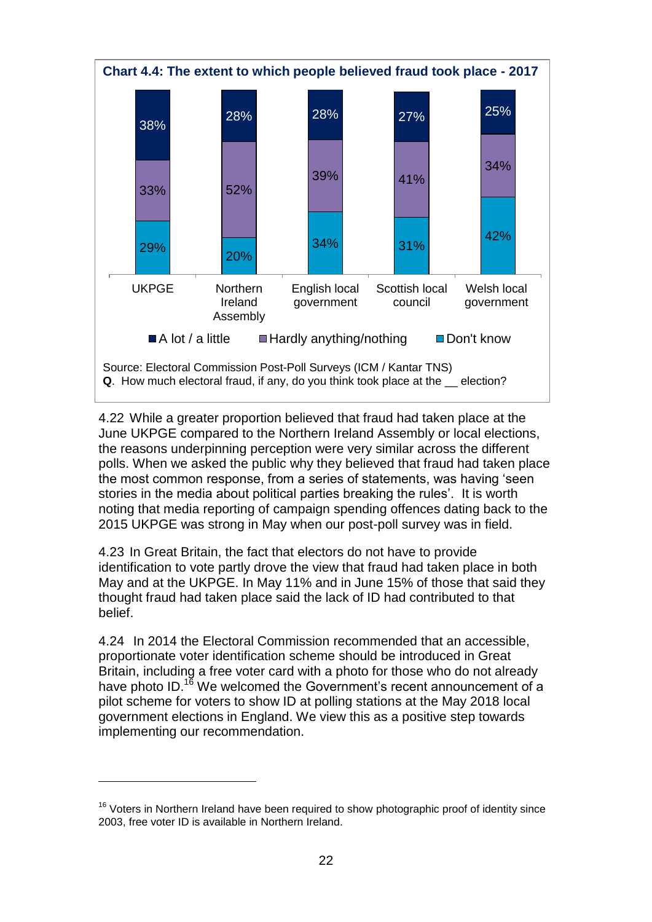**Chart 4.4: The extent to which people believed fraud took place - 2017**

| | UKPGE | Northern Ireland Assembly | English local government | Scottish local council | Welsh local government |
|---|---|---|---|---|---|
| A lot / a little | 38% | 28% | 28% | 27% | 25% |
| Hardly anything/nothing | 33% | 52% | 39% | 41% | 34% |
| Don't know | 29% | 20% | 34% | 31% | 42% |

Source: Electoral Commission Post-Poll Surveys (ICM / Kantar TNS)
**Q**. How much electoral fraud, if any, do you think took place at the __ election?

4.22 While a greater proportion believed that fraud had taken place at the June UKPGE compared to the Northern Ireland Assembly or local elections, the reasons underpinning perception were very similar across the different polls. When we asked the public why they believed that fraud had taken place the most common response, from a series of statements, was having 'seen stories in the media about political parties breaking the rules'. It is worth noting that media reporting of campaign spending offences dating back to the 2015 UKPGE was strong in May when our post-poll survey was in field.

4.23 In Great Britain, the fact that electors do not have to provide identification to vote partly drove the view that fraud had taken place in both May and at the UKPGE. In May 11% and in June 15% of those that said they thought fraud had taken place said the lack of ID had contributed to that belief.

4.24 In 2014 the Electoral Commission recommended that an accessible, proportionate voter identification scheme should be introduced in Great Britain, including a free voter card with a photo for those who do not already have photo ID.[16] We welcomed the Government's recent announcement of a pilot scheme for voters to show ID at polling stations at the May 2018 local government elections in England. We view this as a positive step towards implementing our recommendation.

---

[16] Voters in Northern Ireland have been required to show photographic proof of identity since 2003, free voter ID is available in Northern Ireland.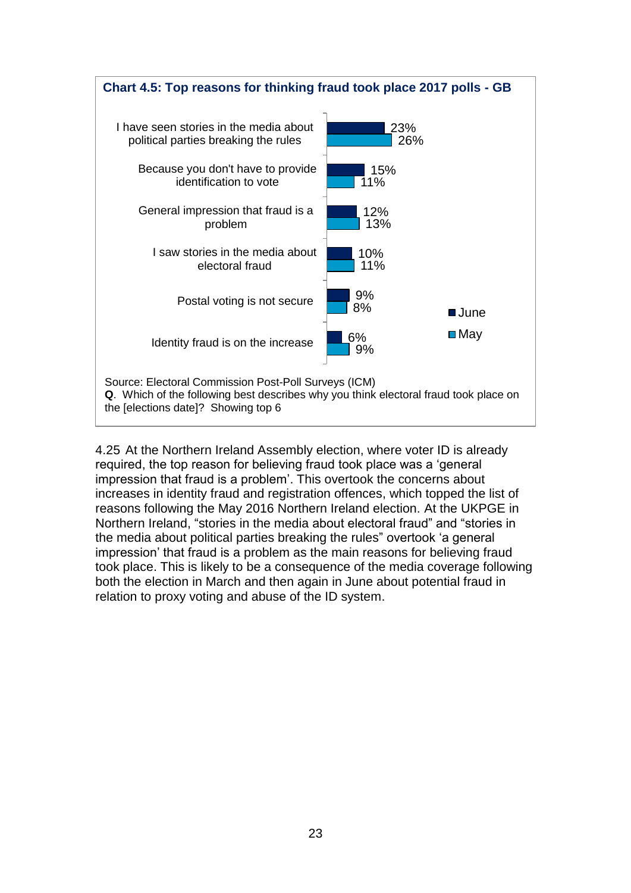**Chart 4.5: Top reasons for thinking fraud took place 2017 polls - GB**

| Reason | June | May |
|---|---|---|
| I have seen stories in the media about political parties breaking the rules | 23% | 26% |
| Because you don't have to provide identification to vote | 15% | 11% |
| General impression that fraud is a problem | 12% | 13% |
| I saw stories in the media about electoral fraud | 10% | 11% |
| Postal voting is not secure | 9% | 8% |
| Identity fraud is on the increase | 6% | 9% |

Source: Electoral Commission Post-Poll Surveys (ICM)
**Q**. Which of the following best describes why you think electoral fraud took place on the [elections date]? Showing top 6

4.25 At the Northern Ireland Assembly election, where voter ID is already required, the top reason for believing fraud took place was a 'general impression that fraud is a problem'. This overtook the concerns about increases in identity fraud and registration offences, which topped the list of reasons following the May 2016 Northern Ireland election. At the UKPGE in Northern Ireland, "stories in the media about electoral fraud" and "stories in the media about political parties breaking the rules" overtook 'a general impression' that fraud is a problem as the main reasons for believing fraud took place. This is likely to be a consequence of the media coverage following both the election in March and then again in June about potential fraud in relation to proxy voting and abuse of the ID system.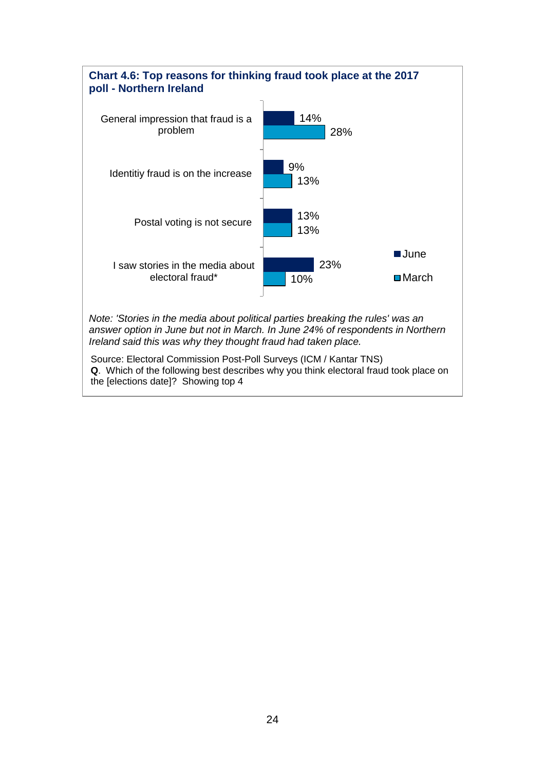**Chart 4.6: Top reasons for thinking fraud took place at the 2017 poll - Northern Ireland**

| | June | March |
|---|---|---|
| General impression that fraud is a problem | 14% | 28% |
| Identitiy fraud is on the increase | 9% | 13% |
| Postal voting is not secure | 13% | 13% |
| I saw stories in the media about electoral fraud* | 23% | 10% |

*Note: 'Stories in the media about political parties breaking the rules' was an answer option in June but not in March. In June 24% of respondents in Northern Ireland said this was why they thought fraud had taken place.*

Source: Electoral Commission Post-Poll Surveys (ICM / Kantar TNS)
**Q**. Which of the following best describes why you think electoral fraud took place on the [elections date]? Showing top 4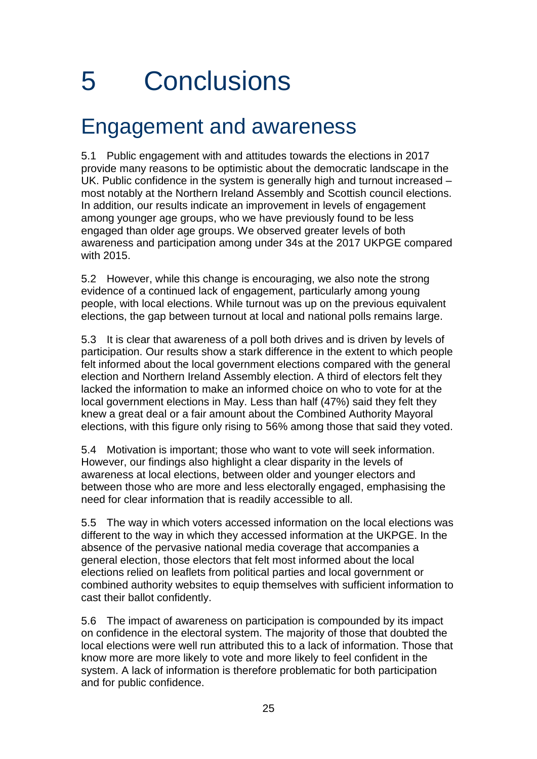# 5 Conclusions

## Engagement and awareness

5.1 Public engagement with and attitudes towards the elections in 2017 provide many reasons to be optimistic about the democratic landscape in the UK. Public confidence in the system is generally high and turnout increased – most notably at the Northern Ireland Assembly and Scottish council elections. In addition, our results indicate an improvement in levels of engagement among younger age groups, who we have previously found to be less engaged than older age groups. We observed greater levels of both awareness and participation among under 34s at the 2017 UKPGE compared with 2015.

5.2 However, while this change is encouraging, we also note the strong evidence of a continued lack of engagement, particularly among young people, with local elections. While turnout was up on the previous equivalent elections, the gap between turnout at local and national polls remains large.

5.3 It is clear that awareness of a poll both drives and is driven by levels of participation. Our results show a stark difference in the extent to which people felt informed about the local government elections compared with the general election and Northern Ireland Assembly election. A third of electors felt they lacked the information to make an informed choice on who to vote for at the local government elections in May. Less than half (47%) said they felt they knew a great deal or a fair amount about the Combined Authority Mayoral elections, with this figure only rising to 56% among those that said they voted.

5.4 Motivation is important; those who want to vote will seek information. However, our findings also highlight a clear disparity in the levels of awareness at local elections, between older and younger electors and between those who are more and less electorally engaged, emphasising the need for clear information that is readily accessible to all.

5.5 The way in which voters accessed information on the local elections was different to the way in which they accessed information at the UKPGE. In the absence of the pervasive national media coverage that accompanies a general election, those electors that felt most informed about the local elections relied on leaflets from political parties and local government or combined authority websites to equip themselves with sufficient information to cast their ballot confidently.

5.6 The impact of awareness on participation is compounded by its impact on confidence in the electoral system. The majority of those that doubted the local elections were well run attributed this to a lack of information. Those that know more are more likely to vote and more likely to feel confident in the system. A lack of information is therefore problematic for both participation and for public confidence.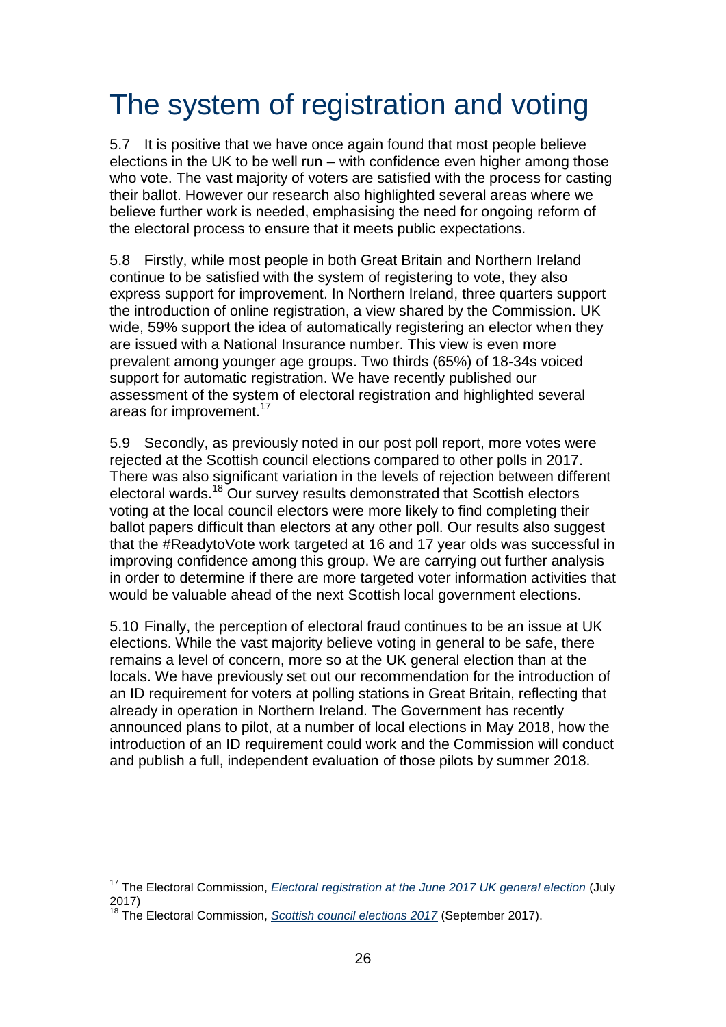# The system of registration and voting

5.7 It is positive that we have once again found that most people believe elections in the UK to be well run – with confidence even higher among those who vote. The vast majority of voters are satisfied with the process for casting their ballot. However our research also highlighted several areas where we believe further work is needed, emphasising the need for ongoing reform of the electoral process to ensure that it meets public expectations.

5.8 Firstly, while most people in both Great Britain and Northern Ireland continue to be satisfied with the system of registering to vote, they also express support for improvement. In Northern Ireland, three quarters support the introduction of online registration, a view shared by the Commission. UK wide, 59% support the idea of automatically registering an elector when they are issued with a National Insurance number. This view is even more prevalent among younger age groups. Two thirds (65%) of 18-34s voiced support for automatic registration. We have recently published our assessment of the system of electoral registration and highlighted several areas for improvement.[17]

5.9 Secondly, as previously noted in our post poll report, more votes were rejected at the Scottish council elections compared to other polls in 2017. There was also significant variation in the levels of rejection between different electoral wards.[18] Our survey results demonstrated that Scottish electors voting at the local council electors were more likely to find completing their ballot papers difficult than electors at any other poll. Our results also suggest that the #ReadytoVote work targeted at 16 and 17 year olds was successful in improving confidence among this group. We are carrying out further analysis in order to determine if there are more targeted voter information activities that would be valuable ahead of the next Scottish local government elections.

5.10 Finally, the perception of electoral fraud continues to be an issue at UK elections. While the vast majority believe voting in general to be safe, there remains a level of concern, more so at the UK general election than at the locals. We have previously set out our recommendation for the introduction of an ID requirement for voters at polling stations in Great Britain, reflecting that already in operation in Northern Ireland. The Government has recently announced plans to pilot, at a number of local elections in May 2018, how the introduction of an ID requirement could work and the Commission will conduct and publish a full, independent evaluation of those pilots by summer 2018.

---

[17] The Electoral Commission, *Electoral registration at the June 2017 UK general election* (July 2017)

[18] The Electoral Commission, *Scottish council elections 2017* (September 2017).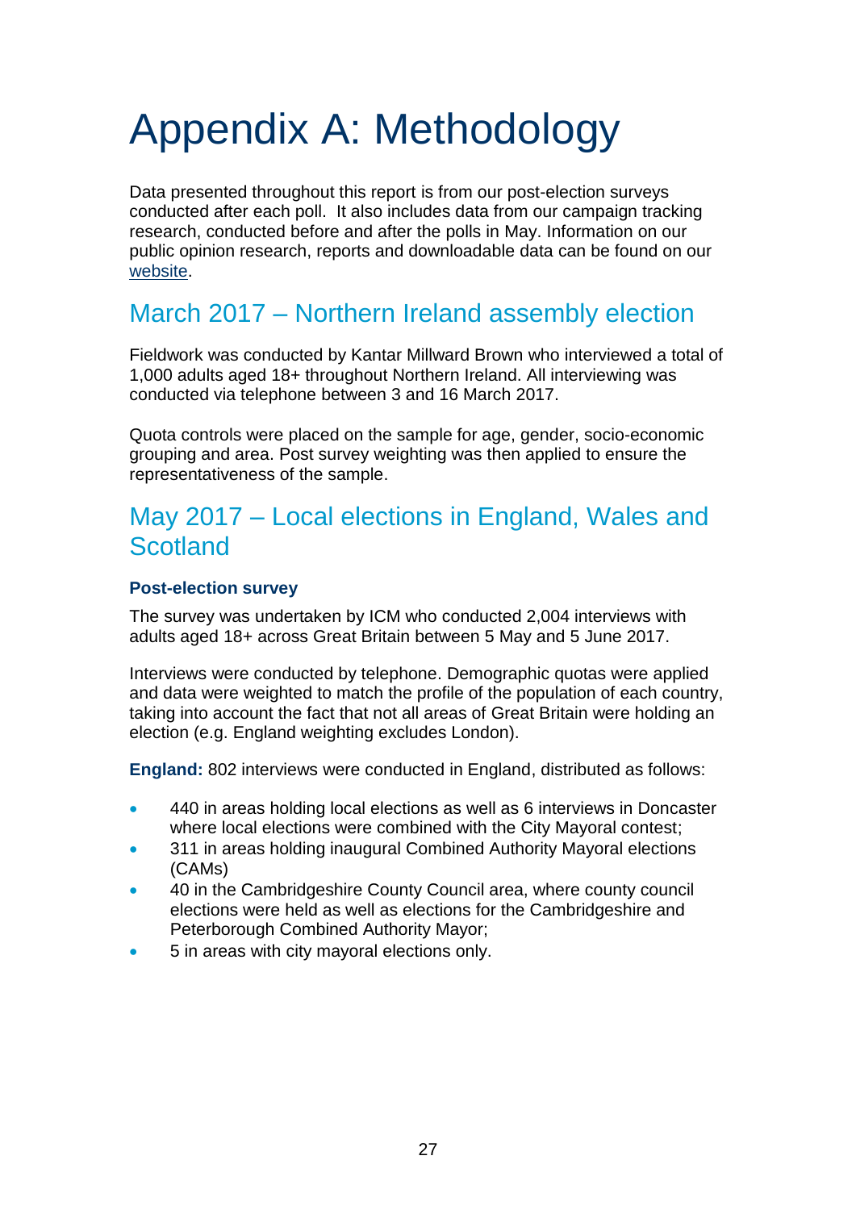# Appendix A: Methodology

Data presented throughout this report is from our post-election surveys conducted after each poll. It also includes data from our campaign tracking research, conducted before and after the polls in May. Information on our public opinion research, reports and downloadable data can be found on our website.

## March 2017 – Northern Ireland assembly election

Fieldwork was conducted by Kantar Millward Brown who interviewed a total of 1,000 adults aged 18+ throughout Northern Ireland. All interviewing was conducted via telephone between 3 and 16 March 2017.

Quota controls were placed on the sample for age, gender, socio-economic grouping and area. Post survey weighting was then applied to ensure the representativeness of the sample.

## May 2017 – Local elections in England, Wales and Scotland

**Post-election survey**

The survey was undertaken by ICM who conducted 2,004 interviews with adults aged 18+ across Great Britain between 5 May and 5 June 2017.

Interviews were conducted by telephone. Demographic quotas were applied and data were weighted to match the profile of the population of each country, taking into account the fact that not all areas of Great Britain were holding an election (e.g. England weighting excludes London).

**England:** 802 interviews were conducted in England, distributed as follows:

- 440 in areas holding local elections as well as 6 interviews in Doncaster where local elections were combined with the City Mayoral contest;
- 311 in areas holding inaugural Combined Authority Mayoral elections (CAMs)
- 40 in the Cambridgeshire County Council area, where county council elections were held as well as elections for the Cambridgeshire and Peterborough Combined Authority Mayor;
- 5 in areas with city mayoral elections only.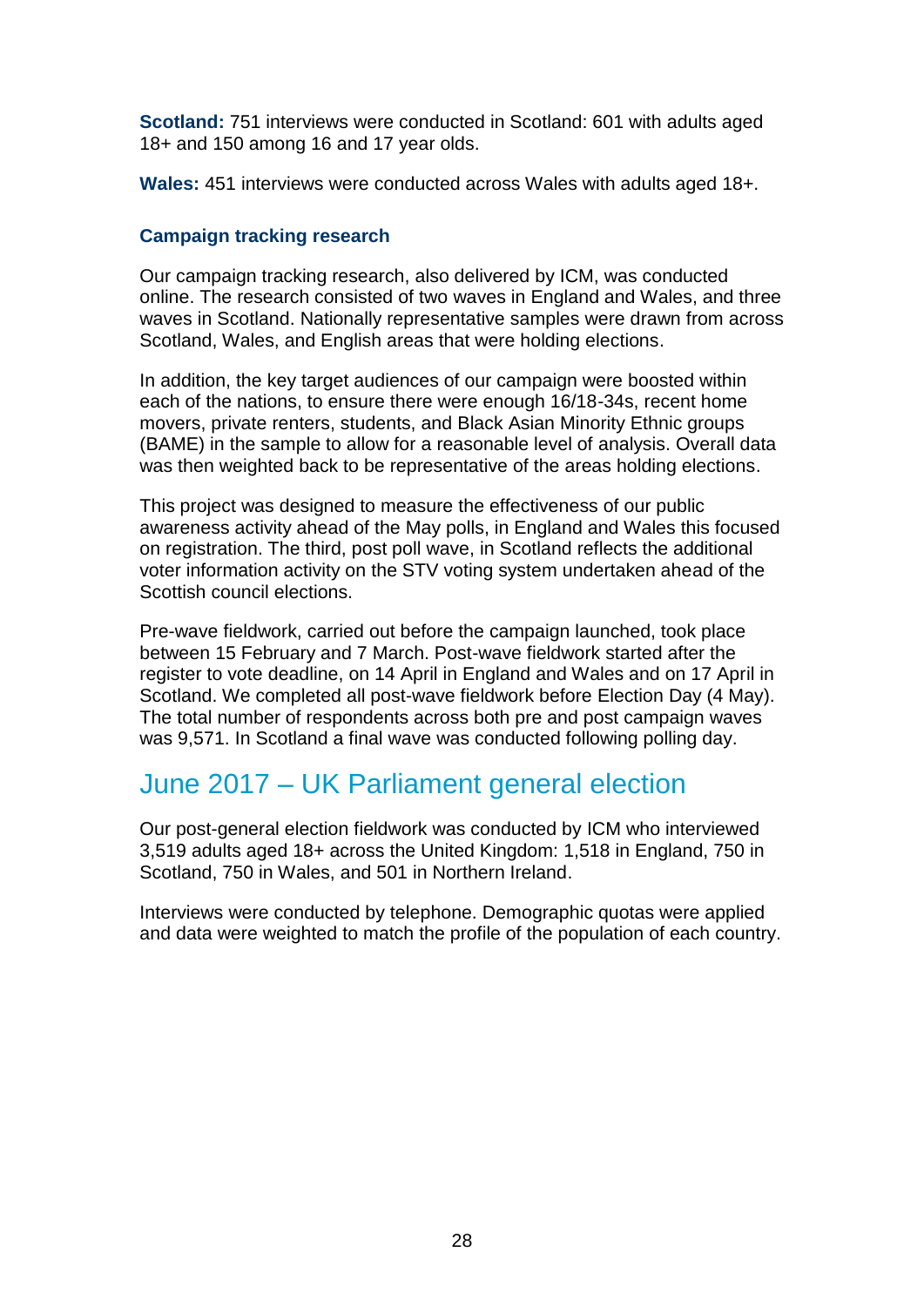**Scotland:** 751 interviews were conducted in Scotland: 601 with adults aged 18+ and 150 among 16 and 17 year olds.

**Wales:** 451 interviews were conducted across Wales with adults aged 18+.

### Campaign tracking research

Our campaign tracking research, also delivered by ICM, was conducted online. The research consisted of two waves in England and Wales, and three waves in Scotland. Nationally representative samples were drawn from across Scotland, Wales, and English areas that were holding elections.

In addition, the key target audiences of our campaign were boosted within each of the nations, to ensure there were enough 16/18-34s, recent home movers, private renters, students, and Black Asian Minority Ethnic groups (BAME) in the sample to allow for a reasonable level of analysis. Overall data was then weighted back to be representative of the areas holding elections.

This project was designed to measure the effectiveness of our public awareness activity ahead of the May polls, in England and Wales this focused on registration. The third, post poll wave, in Scotland reflects the additional voter information activity on the STV voting system undertaken ahead of the Scottish council elections.

Pre-wave fieldwork, carried out before the campaign launched, took place between 15 February and 7 March. Post-wave fieldwork started after the register to vote deadline, on 14 April in England and Wales and on 17 April in Scotland. We completed all post-wave fieldwork before Election Day (4 May). The total number of respondents across both pre and post campaign waves was 9,571. In Scotland a final wave was conducted following polling day.

## June 2017 – UK Parliament general election

Our post-general election fieldwork was conducted by ICM who interviewed 3,519 adults aged 18+ across the United Kingdom: 1,518 in England, 750 in Scotland, 750 in Wales, and 501 in Northern Ireland.

Interviews were conducted by telephone. Demographic quotas were applied and data were weighted to match the profile of the population of each country.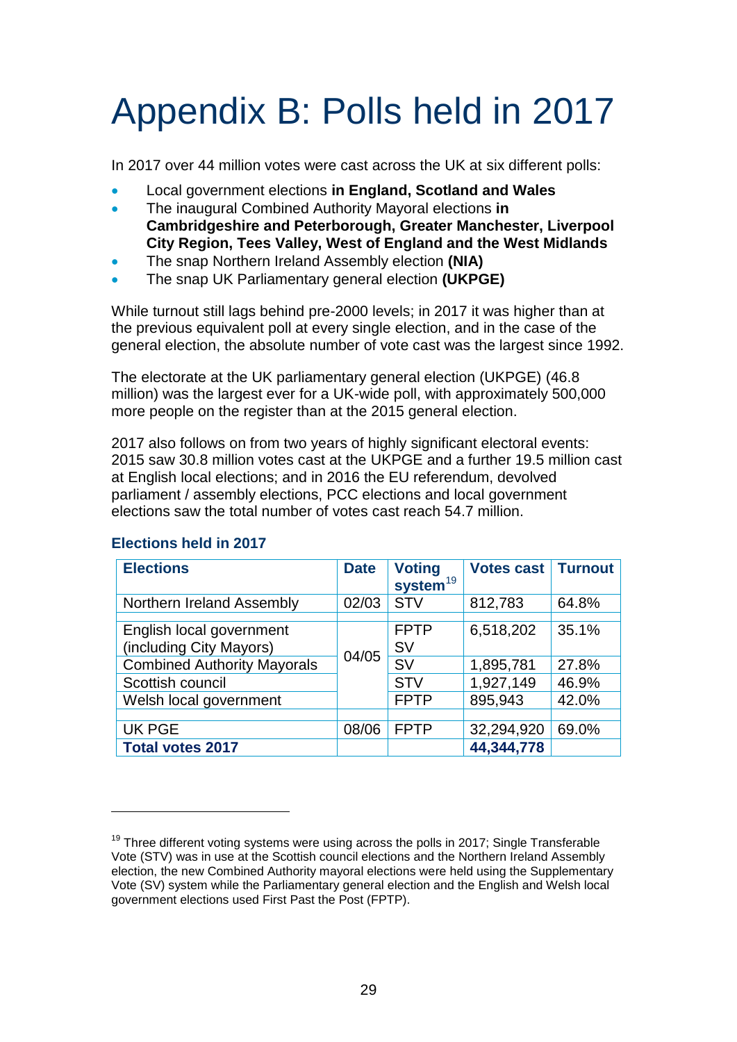# Appendix B: Polls held in 2017

In 2017 over 44 million votes were cast across the UK at six different polls:

- Local government elections **in England, Scotland and Wales**
- The inaugural Combined Authority Mayoral elections **in Cambridgeshire and Peterborough, Greater Manchester, Liverpool City Region, Tees Valley, West of England and the West Midlands**
- The snap Northern Ireland Assembly election **(NIA)**
- The snap UK Parliamentary general election **(UKPGE)**

While turnout still lags behind pre-2000 levels; in 2017 it was higher than at the previous equivalent poll at every single election, and in the case of the general election, the absolute number of vote cast was the largest since 1992.

The electorate at the UK parliamentary general election (UKPGE) (46.8 million) was the largest ever for a UK-wide poll, with approximately 500,000 more people on the register than at the 2015 general election.

2017 also follows on from two years of highly significant electoral events: 2015 saw 30.8 million votes cast at the UKPGE and a further 19.5 million cast at English local elections; and in 2016 the EU referendum, devolved parliament / assembly elections, PCC elections and local government elections saw the total number of votes cast reach 54.7 million.

### Elections held in 2017

| Elections | Date | Voting system[19] | Votes cast | Turnout |
|---|---|---|---|---|
| Northern Ireland Assembly | 02/03 | STV | 812,783 | 64.8% |
| | | | | |
| English local government (including City Mayors) | 04/05 | FPTP SV | 6,518,202 | 35.1% |
| Combined Authority Mayorals | | SV | 1,895,781 | 27.8% |
| Scottish council | | STV | 1,927,149 | 46.9% |
| Welsh local government | | FPTP | 895,943 | 42.0% |
| | | | | |
| UK PGE | 08/06 | FPTP | 32,294,920 | 69.0% |
| **Total votes 2017** | | | **44,344,778** | |

[19] Three different voting systems were using across the polls in 2017; Single Transferable Vote (STV) was in use at the Scottish council elections and the Northern Ireland Assembly election, the new Combined Authority mayoral elections were held using the Supplementary Vote (SV) system while the Parliamentary general election and the English and Welsh local government elections used First Past the Post (FPTP).